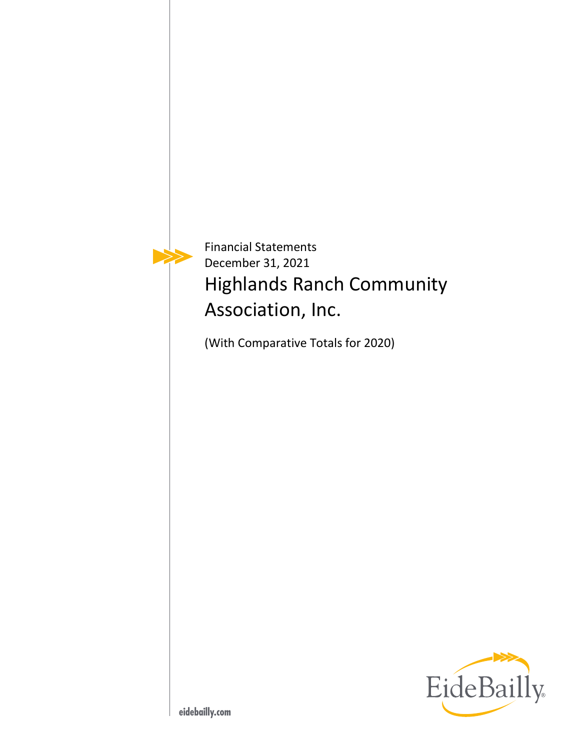Financial Statements
December 31, 2021

# Highlands Ranch Community Association, Inc.

(With Comparative Totals for 2020)

EideBailly

eidebailly.com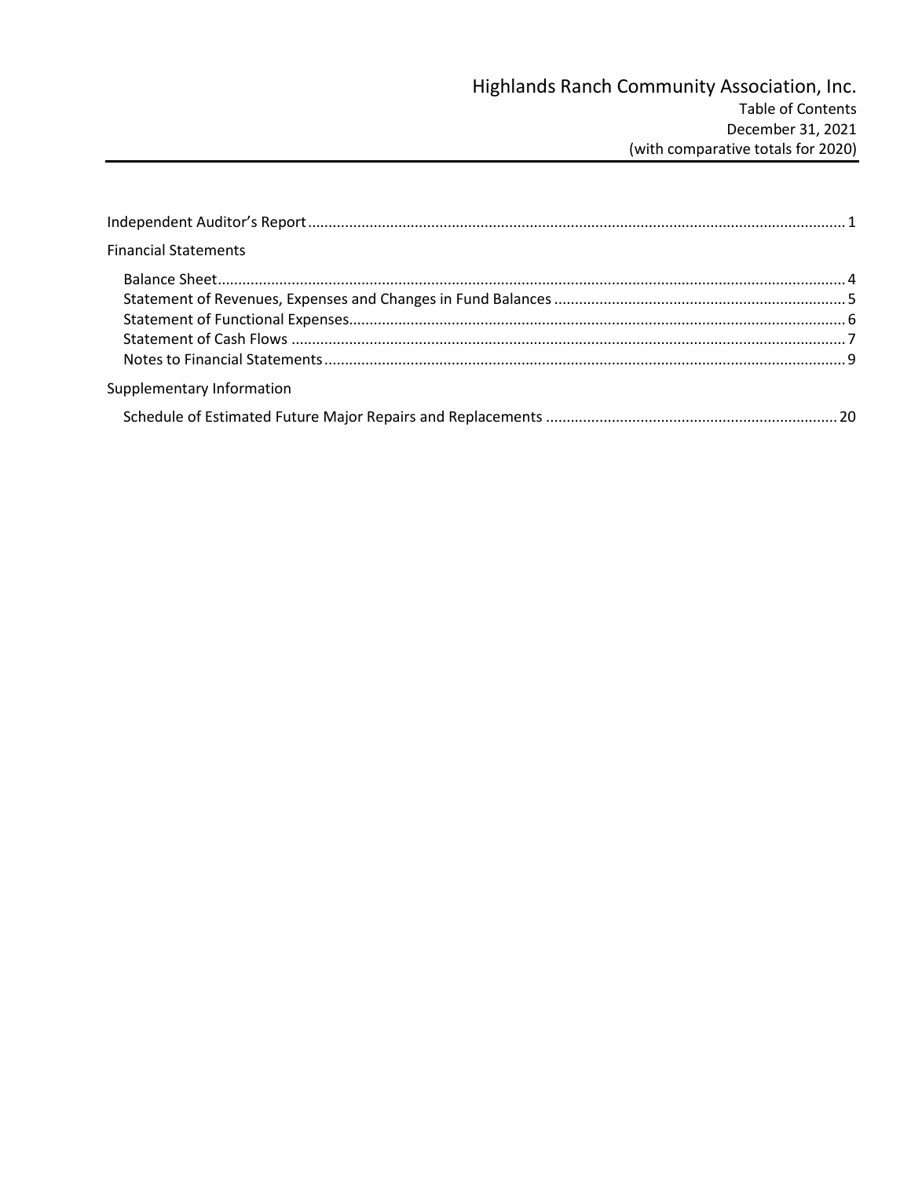# Highlands Ranch Community Association, Inc.

Table of Contents
December 31, 2021
(with comparative totals for 2020)

| | |
|---|---|
| Independent Auditor's Report | 1 |
| **Financial Statements** | |
| Balance Sheet | 4 |
| Statement of Revenues, Expenses and Changes in Fund Balances | 5 |
| Statement of Functional Expenses | 6 |
| Statement of Cash Flows | 7 |
| Notes to Financial Statements | 9 |
| **Supplementary Information** | |
| Schedule of Estimated Future Major Repairs and Replacements | 20 |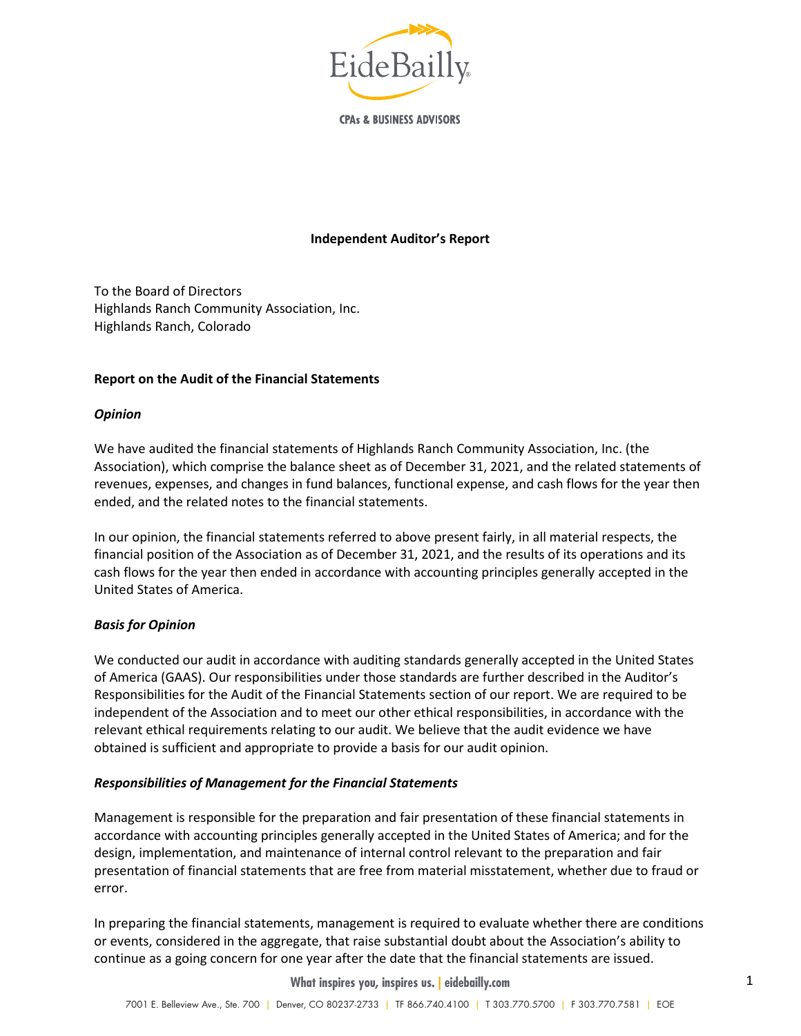EideBailly

CPAs & BUSINESS ADVISORS

## Independent Auditor's Report

To the Board of Directors
Highlands Ranch Community Association, Inc.
Highlands Ranch, Colorado

### Report on the Audit of the Financial Statements

***Opinion***

We have audited the financial statements of Highlands Ranch Community Association, Inc. (the Association), which comprise the balance sheet as of December 31, 2021, and the related statements of revenues, expenses, and changes in fund balances, functional expense, and cash flows for the year then ended, and the related notes to the financial statements.

In our opinion, the financial statements referred to above present fairly, in all material respects, the financial position of the Association as of December 31, 2021, and the results of its operations and its cash flows for the year then ended in accordance with accounting principles generally accepted in the United States of America.

***Basis for Opinion***

We conducted our audit in accordance with auditing standards generally accepted in the United States of America (GAAS). Our responsibilities under those standards are further described in the Auditor's Responsibilities for the Audit of the Financial Statements section of our report. We are required to be independent of the Association and to meet our other ethical responsibilities, in accordance with the relevant ethical requirements relating to our audit. We believe that the audit evidence we have obtained is sufficient and appropriate to provide a basis for our audit opinion.

***Responsibilities of Management for the Financial Statements***

Management is responsible for the preparation and fair presentation of these financial statements in accordance with accounting principles generally accepted in the United States of America; and for the design, implementation, and maintenance of internal control relevant to the preparation and fair presentation of financial statements that are free from material misstatement, whether due to fraud or error.

In preparing the financial statements, management is required to evaluate whether there are conditions or events, considered in the aggregate, that raise substantial doubt about the Association's ability to continue as a going concern for one year after the date that the financial statements are issued.

What inspires you, inspires us. | eidebailly.com

7001 E. Belleview Ave., Ste. 700 | Denver, CO 80237-2733 | TF 866.740.4100 | T 303.770.5700 | F 303.770.7581 | EOE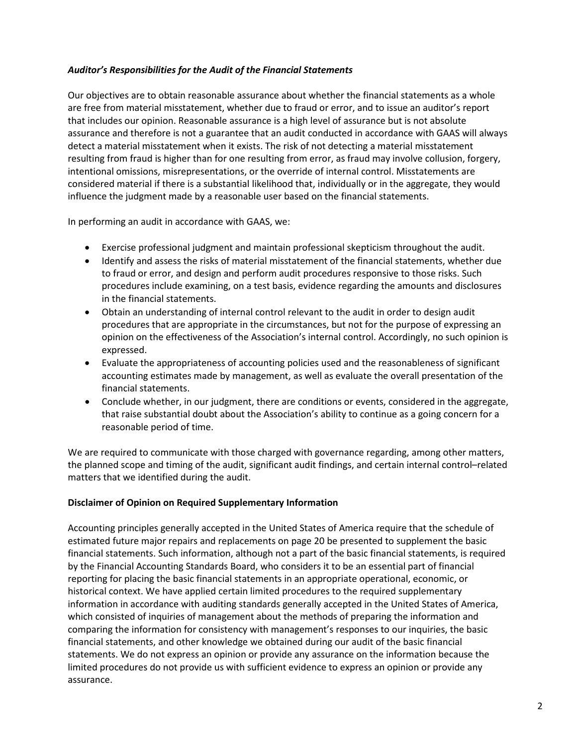***Auditor's Responsibilities for the Audit of the Financial Statements***

Our objectives are to obtain reasonable assurance about whether the financial statements as a whole are free from material misstatement, whether due to fraud or error, and to issue an auditor's report that includes our opinion. Reasonable assurance is a high level of assurance but is not absolute assurance and therefore is not a guarantee that an audit conducted in accordance with GAAS will always detect a material misstatement when it exists. The risk of not detecting a material misstatement resulting from fraud is higher than for one resulting from error, as fraud may involve collusion, forgery, intentional omissions, misrepresentations, or the override of internal control. Misstatements are considered material if there is a substantial likelihood that, individually or in the aggregate, they would influence the judgment made by a reasonable user based on the financial statements.

In performing an audit in accordance with GAAS, we:

- Exercise professional judgment and maintain professional skepticism throughout the audit.
- Identify and assess the risks of material misstatement of the financial statements, whether due to fraud or error, and design and perform audit procedures responsive to those risks. Such procedures include examining, on a test basis, evidence regarding the amounts and disclosures in the financial statements.
- Obtain an understanding of internal control relevant to the audit in order to design audit procedures that are appropriate in the circumstances, but not for the purpose of expressing an opinion on the effectiveness of the Association's internal control. Accordingly, no such opinion is expressed.
- Evaluate the appropriateness of accounting policies used and the reasonableness of significant accounting estimates made by management, as well as evaluate the overall presentation of the financial statements.
- Conclude whether, in our judgment, there are conditions or events, considered in the aggregate, that raise substantial doubt about the Association's ability to continue as a going concern for a reasonable period of time.

We are required to communicate with those charged with governance regarding, among other matters, the planned scope and timing of the audit, significant audit findings, and certain internal control–related matters that we identified during the audit.

**Disclaimer of Opinion on Required Supplementary Information**

Accounting principles generally accepted in the United States of America require that the schedule of estimated future major repairs and replacements on page 20 be presented to supplement the basic financial statements. Such information, although not a part of the basic financial statements, is required by the Financial Accounting Standards Board, who considers it to be an essential part of financial reporting for placing the basic financial statements in an appropriate operational, economic, or historical context. We have applied certain limited procedures to the required supplementary information in accordance with auditing standards generally accepted in the United States of America, which consisted of inquiries of management about the methods of preparing the information and comparing the information for consistency with management's responses to our inquiries, the basic financial statements, and other knowledge we obtained during our audit of the basic financial statements. We do not express an opinion or provide any assurance on the information because the limited procedures do not provide us with sufficient evidence to express an opinion or provide any assurance.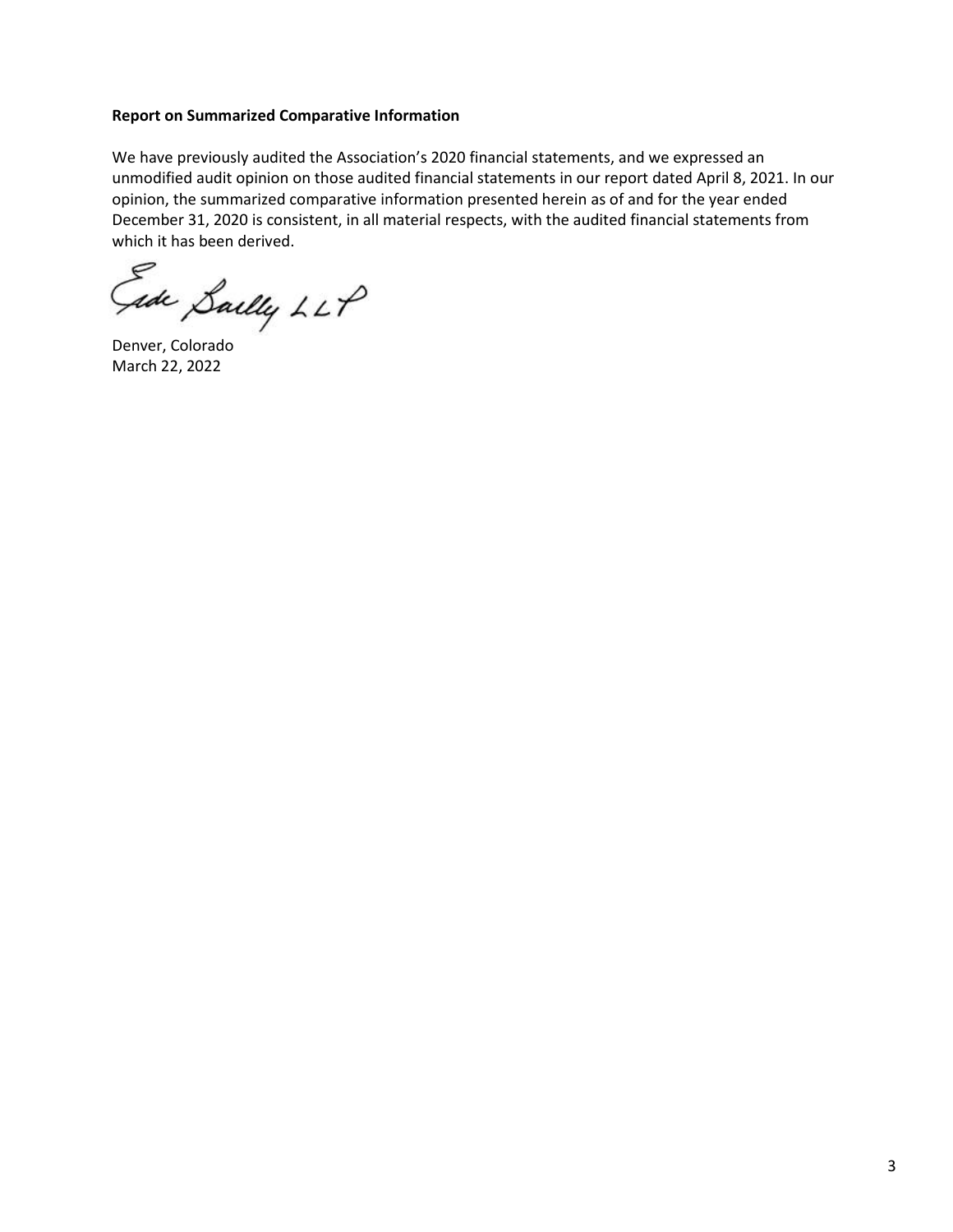**Report on Summarized Comparative Information**

We have previously audited the Association's 2020 financial statements, and we expressed an unmodified audit opinion on those audited financial statements in our report dated April 8, 2021. In our opinion, the summarized comparative information presented herein as of and for the year ended December 31, 2020 is consistent, in all material respects, with the audited financial statements from which it has been derived.

Eide Bailly LLP

Denver, Colorado
March 22, 2022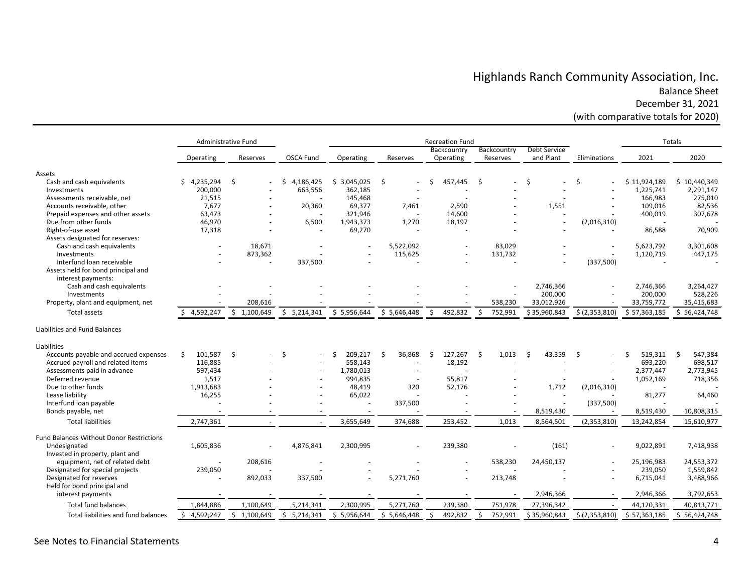# Highlands Ranch Community Association, Inc.

## Balance Sheet

December 31, 2021

(with comparative totals for 2020)

| | Administrative Fund | | | Recreation Fund | | | | | | Totals | |
|---|---|---|---|---|---|---|---|---|---|---|---|
| | Operating | Reserves | OSCA Fund | Operating | Reserves | Backcountry Operating | Backcountry Reserves | Debt Service and Plant | Eliminations | 2021 | 2020 |
| **Assets** | | | | | | | | | | | |
| Cash and cash equivalents | $ 4,235,294 | $ - | $ 4,186,425 | $ 3,045,025 | $ - | $ 457,445 | $ - | $ - | $ - | $ 11,924,189 | $ 10,440,349 |
| Investments | 200,000 | - | 663,556 | 362,185 | - | - | - | - | - | 1,225,741 | 2,291,147 |
| Assessments receivable, net | 21,515 | - | - | 145,468 | - | - | - | - | - | 166,983 | 275,010 |
| Accounts receivable, other | 7,677 | - | 20,360 | 69,377 | 7,461 | 2,590 | - | 1,551 | - | 109,016 | 82,536 |
| Prepaid expenses and other assets | 63,473 | - | - | 321,946 | - | 14,600 | - | - | - | 400,019 | 307,678 |
| Due from other funds | 46,970 | - | 6,500 | 1,943,373 | 1,270 | 18,197 | - | - | (2,016,310) | - | - |
| Right-of-use asset | 17,318 | - | - | 69,270 | - | - | - | - | - | 86,588 | 70,909 |
| Assets designated for reserves: | | | | | | | | | | | |
| Cash and cash equivalents | - | 18,671 | - | - | 5,522,092 | - | 83,029 | - | - | 5,623,792 | 3,301,608 |
| Investments | - | 873,362 | - | - | 115,625 | - | 131,732 | - | - | 1,120,719 | 447,175 |
| Interfund loan receivable | - | - | 337,500 | - | - | - | - | - | (337,500) | - | - |
| Assets held for bond principal and interest payments: | | | | | | | | | | | |
| Cash and cash equivalents | - | - | - | - | - | - | - | 2,746,366 | - | 2,746,366 | 3,264,427 |
| Investments | - | - | - | - | - | - | - | 200,000 | - | 200,000 | 528,226 |
| Property, plant and equipment, net | - | 208,616 | - | - | - | - | 538,230 | 33,012,926 | - | 33,759,772 | 35,415,683 |
| Total assets | $ 4,592,247 | $ 1,100,649 | $ 5,214,341 | $ 5,956,644 | $ 5,646,448 | $ 492,832 | $ 752,991 | $ 35,960,843 | $ (2,353,810) | $ 57,363,185 | $ 56,424,748 |
| **Liabilities and Fund Balances** | | | | | | | | | | | |
| **Liabilities** | | | | | | | | | | | |
| Accounts payable and accrued expenses | $ 101,587 | $ - | $ - | $ 209,217 | $ 36,868 | $ 127,267 | $ 1,013 | $ 43,359 | $ - | $ 519,311 | $ 547,384 |
| Accrued payroll and related items | 116,885 | - | - | 558,143 | - | 18,192 | - | - | - | 693,220 | 698,517 |
| Assessments paid in advance | 597,434 | - | - | 1,780,013 | - | - | - | - | - | 2,377,447 | 2,773,945 |
| Deferred revenue | 1,517 | - | - | 994,835 | - | 55,817 | - | - | - | 1,052,169 | 718,356 |
| Due to other funds | 1,913,683 | - | - | 48,419 | 320 | 52,176 | - | 1,712 | (2,016,310) | - | - |
| Lease liability | 16,255 | - | - | 65,022 | - | - | - | - | - | 81,277 | 64,460 |
| Interfund loan payable | - | - | - | - | 337,500 | - | - | - | (337,500) | - | - |
| Bonds payable, net | - | - | - | - | - | - | - | 8,519,430 | - | 8,519,430 | 10,808,315 |
| Total liabilities | 2,747,361 | - | - | 3,655,649 | 374,688 | 253,452 | 1,013 | 8,564,501 | (2,353,810) | 13,242,854 | 15,610,977 |
| **Fund Balances Without Donor Restrictions** | | | | | | | | | | | |
| Undesignated | 1,605,836 | - | 4,876,841 | 2,300,995 | - | 239,380 | - | (161) | - | 9,022,891 | 7,418,938 |
| Invested in property, plant and equipment, net of related debt | - | 208,616 | - | - | - | - | 538,230 | 24,450,137 | - | 25,196,983 | 24,553,372 |
| Designated for special projects | 239,050 | - | - | - | - | - | - | - | - | 239,050 | 1,559,842 |
| Designated for reserves | - | 892,033 | 337,500 | - | 5,271,760 | - | 213,748 | - | - | 6,715,041 | 3,488,966 |
| Held for bond principal and interest payments | - | - | - | - | - | - | - | 2,946,366 | - | 2,946,366 | 3,792,653 |
| Total fund balances | 1,844,886 | 1,100,649 | 5,214,341 | 2,300,995 | 5,271,760 | 239,380 | 751,978 | 27,396,342 | - | 44,120,331 | 40,813,771 |
| Total liabilities and fund balances | $ 4,592,247 | $ 1,100,649 | $ 5,214,341 | $ 5,956,644 | $ 5,646,448 | $ 492,832 | $ 752,991 | $ 35,960,843 | $ (2,353,810) | $ 57,363,185 | $ 56,424,748 |

See Notes to Financial Statements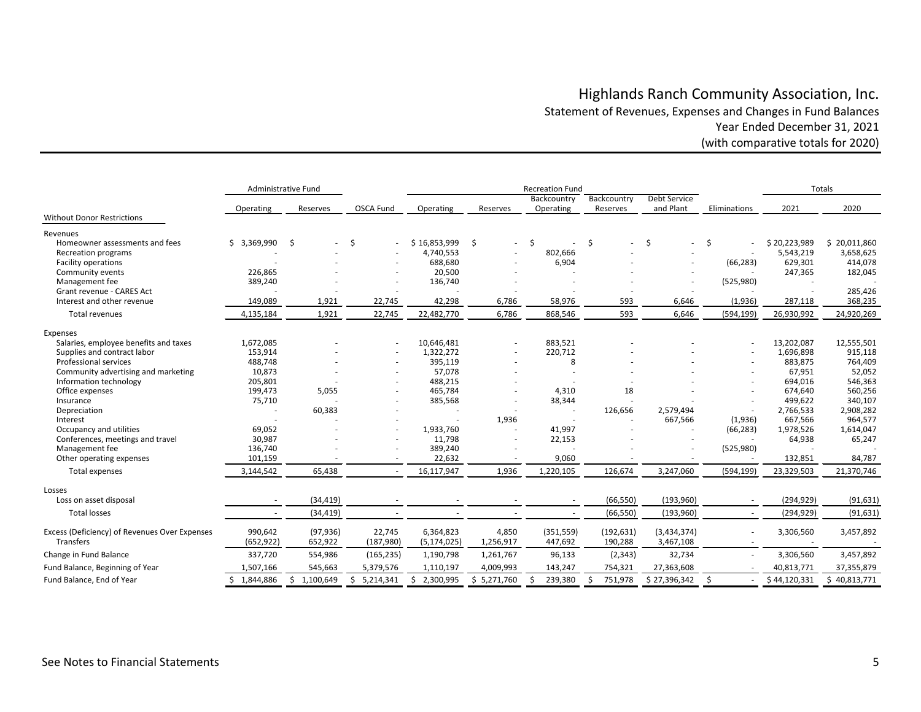# Highlands Ranch Community Association, Inc.

Statement of Revenues, Expenses and Changes in Fund Balances
Year Ended December 31, 2021
(with comparative totals for 2020)

| | Administrative Fund | | | Recreation Fund | | | | | | Totals | |
|---|---|---|---|---|---|---|---|---|---|---|---|
| Without Donor Restrictions | Operating | Reserves | OSCA Fund | Operating | Reserves | Backcountry Operating | Backcountry Reserves | Debt Service and Plant | Eliminations | 2021 | 2020 |
| **Revenues** | | | | | | | | | | | |
| Homeowner assessments and fees | $ 3,369,990 | $ - | $ - | $ 16,853,999 | $ - | $ - | $ - | $ - | $ - | $ 20,223,989 | $ 20,011,860 |
| Recreation programs | - | - | - | 4,740,553 | - | 802,666 | - | - | - | 5,543,219 | 3,658,625 |
| Facility operations | - | - | - | 688,680 | - | 6,904 | - | - | (66,283) | 629,301 | 414,078 |
| Community events | 226,865 | - | - | 20,500 | - | - | - | - | - | 247,365 | 182,045 |
| Management fee | 389,240 | - | - | 136,740 | - | - | - | - | (525,980) | - | - |
| Grant revenue - CARES Act | - | - | - | - | - | - | - | - | - | - | 285,426 |
| Interest and other revenue | 149,089 | 1,921 | 22,745 | 42,298 | 6,786 | 58,976 | 593 | 6,646 | (1,936) | 287,118 | 368,235 |
| Total revenues | 4,135,184 | 1,921 | 22,745 | 22,482,770 | 6,786 | 868,546 | 593 | 6,646 | (594,199) | 26,930,992 | 24,920,269 |
| **Expenses** | | | | | | | | | | | |
| Salaries, employee benefits and taxes | 1,672,085 | - | - | 10,646,481 | - | 883,521 | - | - | - | 13,202,087 | 12,555,501 |
| Supplies and contract labor | 153,914 | - | - | 1,322,272 | - | 220,712 | - | - | - | 1,696,898 | 915,118 |
| Professional services | 488,748 | - | - | 395,119 | - | 8 | - | - | - | 883,875 | 764,409 |
| Community advertising and marketing | 10,873 | - | - | 57,078 | - | - | - | - | - | 67,951 | 52,052 |
| Information technology | 205,801 | - | - | 488,215 | - | - | - | - | - | 694,016 | 546,363 |
| Office expenses | 199,473 | 5,055 | - | 465,784 | - | 4,310 | 18 | - | - | 674,640 | 560,256 |
| Insurance | 75,710 | - | - | 385,568 | - | 38,344 | - | - | - | 499,622 | 340,107 |
| Depreciation | - | 60,383 | - | - | - | - | 126,656 | 2,579,494 | - | 2,766,533 | 2,908,282 |
| Interest | - | - | - | - | 1,936 | - | - | 667,566 | (1,936) | 667,566 | 964,577 |
| Occupancy and utilities | 69,052 | - | - | 1,933,760 | - | 41,997 | - | - | (66,283) | 1,978,526 | 1,614,047 |
| Conferences, meetings and travel | 30,987 | - | - | 11,798 | - | 22,153 | - | - | - | 64,938 | 65,247 |
| Management fee | 136,740 | - | - | 389,240 | - | - | - | - | (525,980) | - | - |
| Other operating expenses | 101,159 | - | - | 22,632 | - | 9,060 | - | - | - | 132,851 | 84,787 |
| Total expenses | 3,144,542 | 65,438 | - | 16,117,947 | 1,936 | 1,220,105 | 126,674 | 3,247,060 | (594,199) | 23,329,503 | 21,370,746 |
| **Losses** | | | | | | | | | | | |
| Loss on asset disposal | - | (34,419) | - | - | - | - | (66,550) | (193,960) | - | (294,929) | (91,631) |
| Total losses | - | (34,419) | - | - | - | - | (66,550) | (193,960) | - | (294,929) | (91,631) |
| Excess (Deficiency) of Revenues Over Expenses | 990,642 | (97,936) | 22,745 | 6,364,823 | 4,850 | (351,559) | (192,631) | (3,434,374) | - | 3,306,560 | 3,457,892 |
| Transfers | (652,922) | 652,922 | (187,980) | (5,174,025) | 1,256,917 | 447,692 | 190,288 | 3,467,108 | - | - | - |
| Change in Fund Balance | 337,720 | 554,986 | (165,235) | 1,190,798 | 1,261,767 | 96,133 | (2,343) | 32,734 | - | 3,306,560 | 3,457,892 |
| Fund Balance, Beginning of Year | 1,507,166 | 545,663 | 5,379,576 | 1,110,197 | 4,009,993 | 143,247 | 754,321 | 27,363,608 | - | 40,813,771 | 37,355,879 |
| Fund Balance, End of Year | $ 1,844,886 | $ 1,100,649 | $ 5,214,341 | $ 2,300,995 | $ 5,271,760 | $ 239,380 | $ 751,978 | $ 27,396,342 | $ - | $ 44,120,331 | $ 40,813,771 |

See Notes to Financial Statements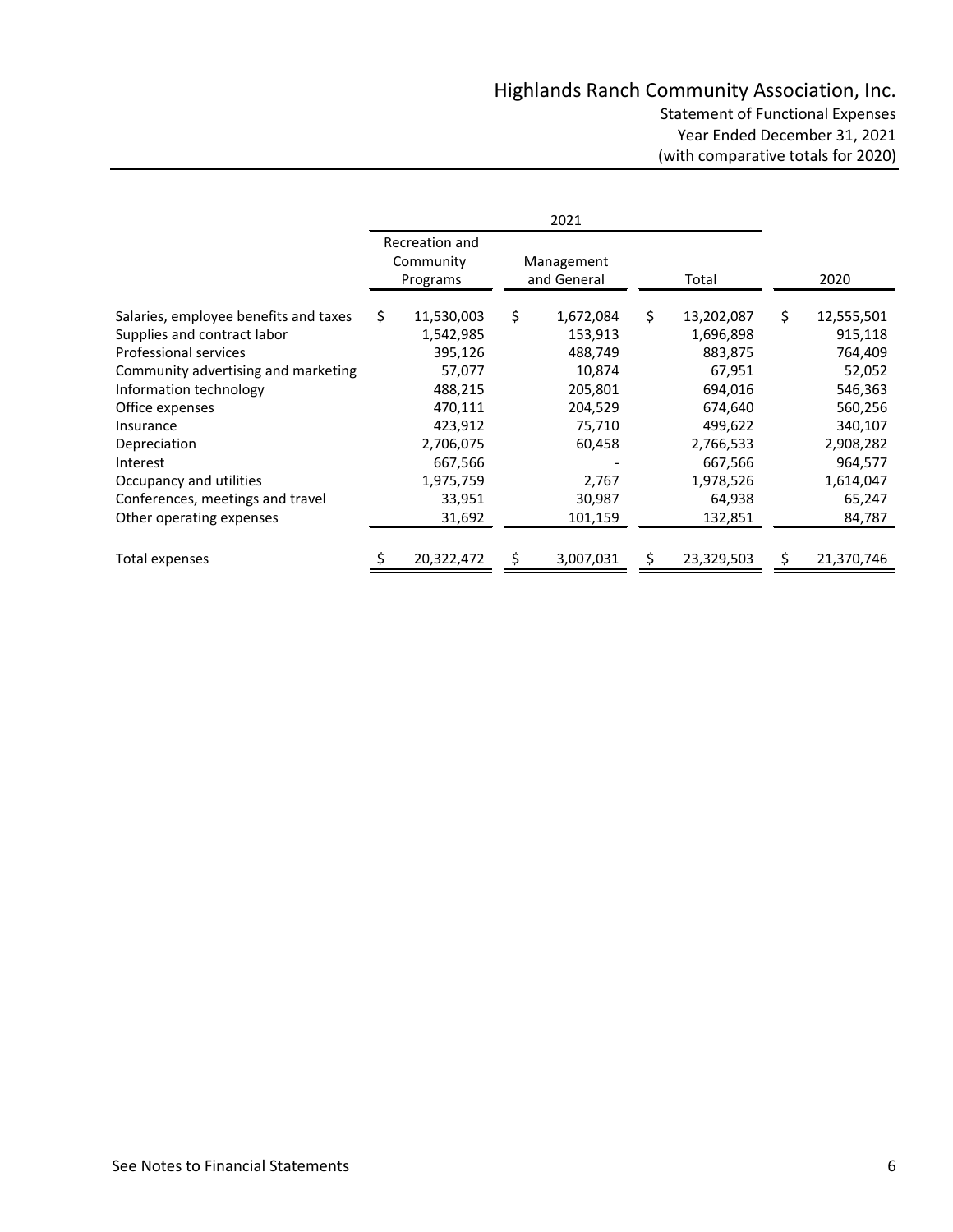# Highlands Ranch Community Association, Inc.

## Statement of Functional Expenses

Year Ended December 31, 2021

(with comparative totals for 2020)

| | 2021 | | | |
|---|---|---|---|---|
| | Recreation and Community Programs | Management and General | Total | 2020 |
| Salaries, employee benefits and taxes | $ 11,530,003 | $ 1,672,084 | $ 13,202,087 | $ 12,555,501 |
| Supplies and contract labor | 1,542,985 | 153,913 | 1,696,898 | 915,118 |
| Professional services | 395,126 | 488,749 | 883,875 | 764,409 |
| Community advertising and marketing | 57,077 | 10,874 | 67,951 | 52,052 |
| Information technology | 488,215 | 205,801 | 694,016 | 546,363 |
| Office expenses | 470,111 | 204,529 | 674,640 | 560,256 |
| Insurance | 423,912 | 75,710 | 499,622 | 340,107 |
| Depreciation | 2,706,075 | 60,458 | 2,766,533 | 2,908,282 |
| Interest | 667,566 | - | 667,566 | 964,577 |
| Occupancy and utilities | 1,975,759 | 2,767 | 1,978,526 | 1,614,047 |
| Conferences, meetings and travel | 33,951 | 30,987 | 64,938 | 65,247 |
| Other operating expenses | 31,692 | 101,159 | 132,851 | 84,787 |
| Total expenses | $ 20,322,472 | $ 3,007,031 | $ 23,329,503 | $ 21,370,746 |

See Notes to Financial Statements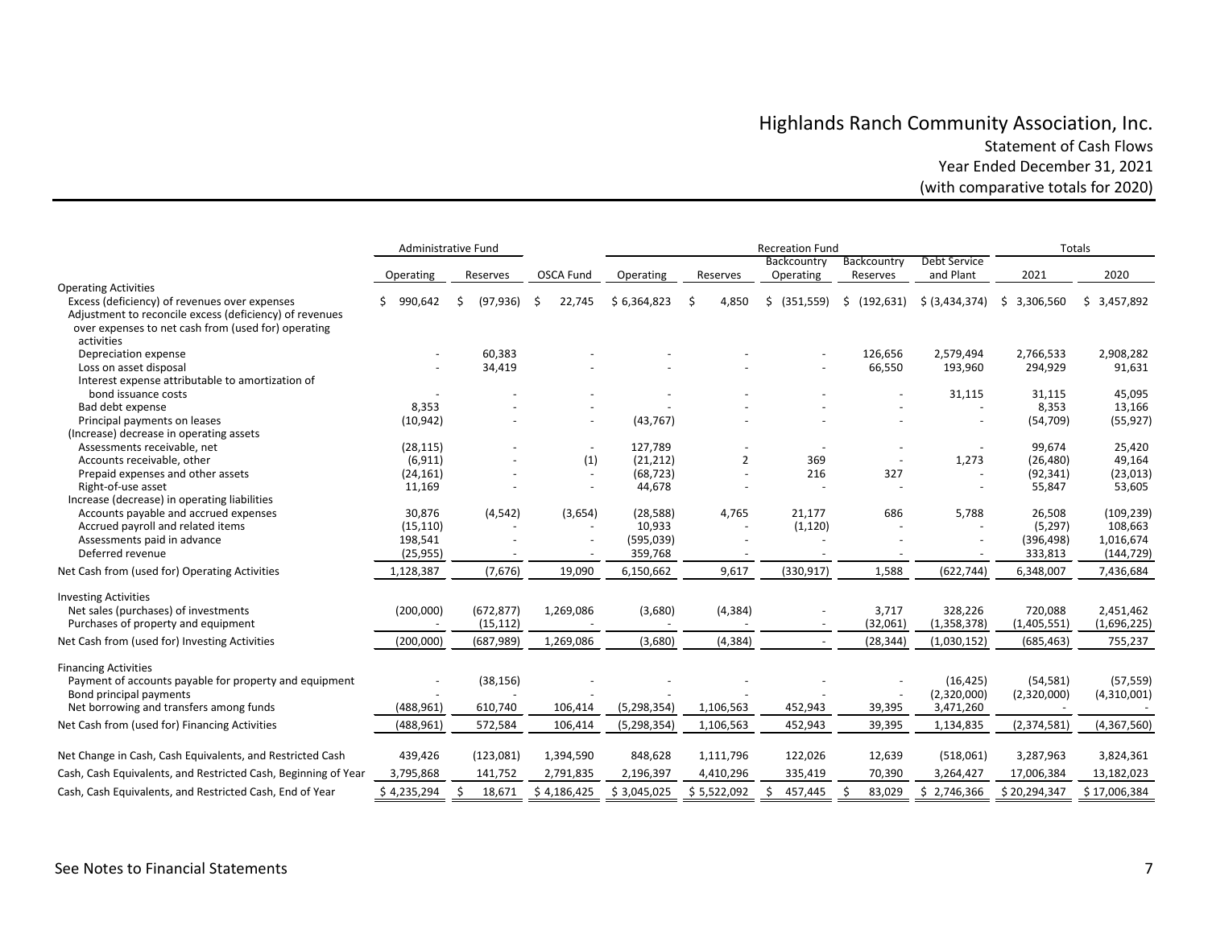# Highlands Ranch Community Association, Inc.

Statement of Cash Flows
Year Ended December 31, 2021
(with comparative totals for 2020)

| | Administrative Fund | | | Recreation Fund | | | | | Totals | |
|---|---|---|---|---|---|---|---|---|---|---|
| | Operating | Reserves | OSCA Fund | Operating | Reserves | Backcountry Operating | Backcountry Reserves | Debt Service and Plant | 2021 | 2020 |
| **Operating Activities** | | | | | | | | | | |
| Excess (deficiency) of revenues over expenses | $ 990,642 | $ (97,936) | $ 22,745 | $ 6,364,823 | $ 4,850 | $ (351,559) | $ (192,631) | $ (3,434,374) | $ 3,306,560 | $ 3,457,892 |
| Adjustment to reconcile excess (deficiency) of revenues over expenses to net cash from (used for) operating activities | | | | | | | | | | |
| Depreciation expense | - | 60,383 | - | - | - | - | 126,656 | 2,579,494 | 2,766,533 | 2,908,282 |
| Loss on asset disposal | - | 34,419 | - | - | - | - | 66,550 | 193,960 | 294,929 | 91,631 |
| Interest expense attributable to amortization of bond issuance costs | - | - | - | - | - | - | - | 31,115 | 31,115 | 45,095 |
| Bad debt expense | 8,353 | - | - | - | - | - | - | - | 8,353 | 13,166 |
| Principal payments on leases | (10,942) | - | - | (43,767) | - | - | - | - | (54,709) | (55,927) |
| (Increase) decrease in operating assets | | | | | | | | | | |
| Assessments receivable, net | (28,115) | - | - | 127,789 | - | - | - | - | 99,674 | 25,420 |
| Accounts receivable, other | (6,911) | - | (1) | (21,212) | 2 | 369 | - | 1,273 | (26,480) | 49,164 |
| Prepaid expenses and other assets | (24,161) | - | - | (68,723) | - | 216 | 327 | - | (92,341) | (23,013) |
| Right-of-use asset | 11,169 | - | - | 44,678 | - | - | - | - | 55,847 | 53,605 |
| Increase (decrease) in operating liabilities | | | | | | | | | | |
| Accounts payable and accrued expenses | 30,876 | (4,542) | (3,654) | (28,588) | 4,765 | 21,177 | 686 | 5,788 | 26,508 | (109,239) |
| Accrued payroll and related items | (15,110) | - | - | 10,933 | - | (1,120) | - | - | (5,297) | 108,663 |
| Assessments paid in advance | 198,541 | - | - | (595,039) | - | - | - | - | (396,498) | 1,016,674 |
| Deferred revenue | (25,955) | - | - | 359,768 | - | - | - | - | 333,813 | (144,729) |
| Net Cash from (used for) Operating Activities | 1,128,387 | (7,676) | 19,090 | 6,150,662 | 9,617 | (330,917) | 1,588 | (622,744) | 6,348,007 | 7,436,684 |
| **Investing Activities** | | | | | | | | | | |
| Net sales (purchases) of investments | (200,000) | (672,877) | 1,269,086 | (3,680) | (4,384) | - | 3,717 | 328,226 | 720,088 | 2,451,462 |
| Purchases of property and equipment | - | (15,112) | | - | - | - | (32,061) | (1,358,378) | (1,405,551) | (1,696,225) |
| Net Cash from (used for) Investing Activities | (200,000) | (687,989) | 1,269,086 | (3,680) | (4,384) | - | (28,344) | (1,030,152) | (685,463) | 755,237 |
| **Financing Activities** | | | | | | | | | | |
| Payment of accounts payable for property and equipment | - | (38,156) | - | - | - | - | - | (16,425) | (54,581) | (57,559) |
| Bond principal payments | - | - | - | - | - | - | - | (2,320,000) | (2,320,000) | (4,310,001) |
| Net borrowing and transfers among funds | (488,961) | 610,740 | 106,414 | (5,298,354) | 1,106,563 | 452,943 | 39,395 | 3,471,260 | - | - |
| Net Cash from (used for) Financing Activities | (488,961) | 572,584 | 106,414 | (5,298,354) | 1,106,563 | 452,943 | 39,395 | 1,134,835 | (2,374,581) | (4,367,560) |
| Net Change in Cash, Cash Equivalents, and Restricted Cash | 439,426 | (123,081) | 1,394,590 | 848,628 | 1,111,796 | 122,026 | 12,639 | (518,061) | 3,287,963 | 3,824,361 |
| Cash, Cash Equivalents, and Restricted Cash, Beginning of Year | 3,795,868 | 141,752 | 2,791,835 | 2,196,397 | 4,410,296 | 335,419 | 70,390 | 3,264,427 | 17,006,384 | 13,182,023 |
| Cash, Cash Equivalents, and Restricted Cash, End of Year | $ 4,235,294 | $ 18,671 | $ 4,186,425 | $ 3,045,025 | $ 5,522,092 | $ 457,445 | $ 83,029 | $ 2,746,366 | $ 20,294,347 | $ 17,006,384 |

See Notes to Financial Statements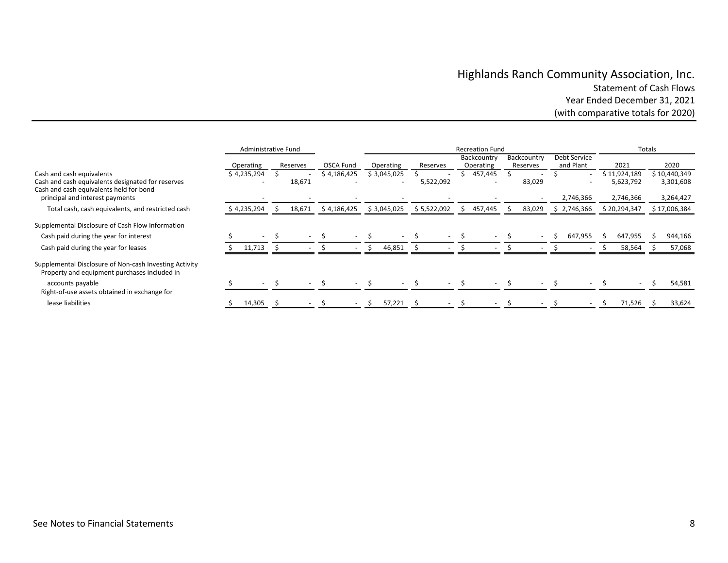# Highlands Ranch Community Association, Inc.

## Statement of Cash Flows

### Year Ended December 31, 2021

### (with comparative totals for 2020)

| | Administrative Fund | | | Recreation Fund | | | | | Totals | |
|---|---|---|---|---|---|---|---|---|---|---|
| | Operating | Reserves | OSCA Fund | Operating | Reserves | Backcountry Operating | Backcountry Reserves | Debt Service and Plant | 2021 | 2020 |
| Cash and cash equivalents | $ 4,235,294 | $ - | $ 4,186,425 | $ 3,045,025 | $ - | $ 457,445 | $ - | $ - | $ 11,924,189 | $ 10,440,349 |
| Cash and cash equivalents designated for reserves | - | 18,671 | - | - | 5,522,092 | - | 83,029 | - | 5,623,792 | 3,301,608 |
| Cash and cash equivalents held for bond principal and interest payments | - | - | - | - | - | - | - | 2,746,366 | 2,746,366 | 3,264,427 |
| Total cash, cash equivalents, and restricted cash | $ 4,235,294 | $ 18,671 | $ 4,186,425 | $ 3,045,025 | $ 5,522,092 | $ 457,445 | $ 83,029 | $ 2,746,366 | $ 20,294,347 | $ 17,006,384 |
| Supplemental Disclosure of Cash Flow Information | | | | | | | | | | |
| Cash paid during the year for interest | $ - | $ - | $ - | $ - | $ - | $ - | $ - | $ 647,955 | $ 647,955 | $ 944,166 |
| Cash paid during the year for leases | $ 11,713 | $ - | $ - | $ 46,851 | $ - | $ - | $ - | $ - | $ 58,564 | $ 57,068 |
| Supplemental Disclosure of Non-cash Investing Activity | | | | | | | | | | |
| Property and equipment purchases included in accounts payable | $ - | $ - | $ - | $ - | $ - | $ - | $ - | $ - | $ - | $ 54,581 |
| Right-of-use assets obtained in exchange for lease liabilities | $ 14,305 | $ - | $ - | $ 57,221 | $ - | $ - | $ - | $ - | $ 71,526 | $ 33,624 |

See Notes to Financial Statements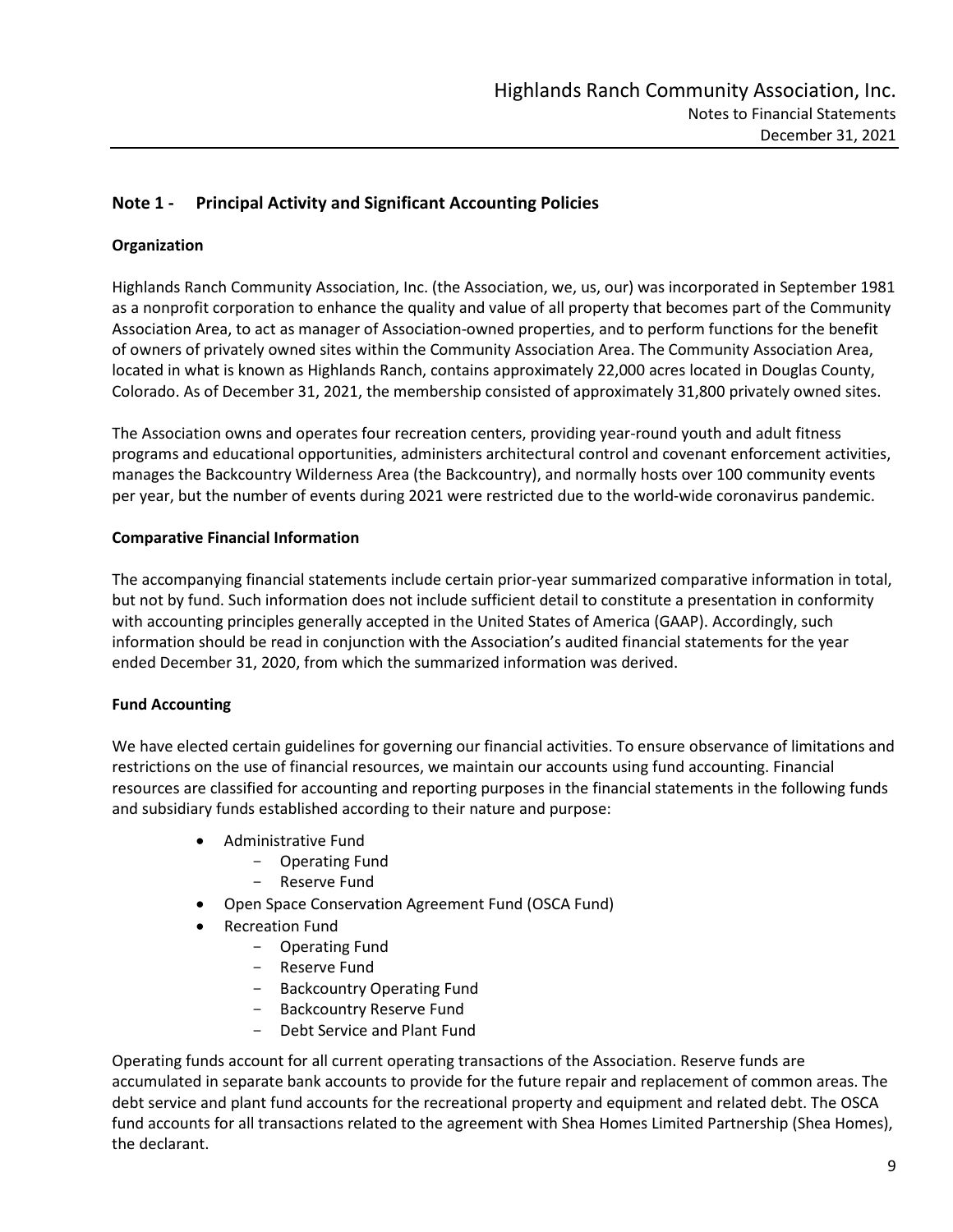## Note 1 - Principal Activity and Significant Accounting Policies

### Organization

Highlands Ranch Community Association, Inc. (the Association, we, us, our) was incorporated in September 1981 as a nonprofit corporation to enhance the quality and value of all property that becomes part of the Community Association Area, to act as manager of Association-owned properties, and to perform functions for the benefit of owners of privately owned sites within the Community Association Area. The Community Association Area, located in what is known as Highlands Ranch, contains approximately 22,000 acres located in Douglas County, Colorado. As of December 31, 2021, the membership consisted of approximately 31,800 privately owned sites.

The Association owns and operates four recreation centers, providing year-round youth and adult fitness programs and educational opportunities, administers architectural control and covenant enforcement activities, manages the Backcountry Wilderness Area (the Backcountry), and normally hosts over 100 community events per year, but the number of events during 2021 were restricted due to the world-wide coronavirus pandemic.

### Comparative Financial Information

The accompanying financial statements include certain prior-year summarized comparative information in total, but not by fund. Such information does not include sufficient detail to constitute a presentation in conformity with accounting principles generally accepted in the United States of America (GAAP). Accordingly, such information should be read in conjunction with the Association's audited financial statements for the year ended December 31, 2020, from which the summarized information was derived.

### Fund Accounting

We have elected certain guidelines for governing our financial activities. To ensure observance of limitations and restrictions on the use of financial resources, we maintain our accounts using fund accounting. Financial resources are classified for accounting and reporting purposes in the financial statements in the following funds and subsidiary funds established according to their nature and purpose:

- Administrative Fund
  - Operating Fund
  - Reserve Fund
- Open Space Conservation Agreement Fund (OSCA Fund)
- Recreation Fund
  - Operating Fund
  - Reserve Fund
  - Backcountry Operating Fund
  - Backcountry Reserve Fund
  - Debt Service and Plant Fund

Operating funds account for all current operating transactions of the Association. Reserve funds are accumulated in separate bank accounts to provide for the future repair and replacement of common areas. The debt service and plant fund accounts for the recreational property and equipment and related debt. The OSCA fund accounts for all transactions related to the agreement with Shea Homes Limited Partnership (Shea Homes), the declarant.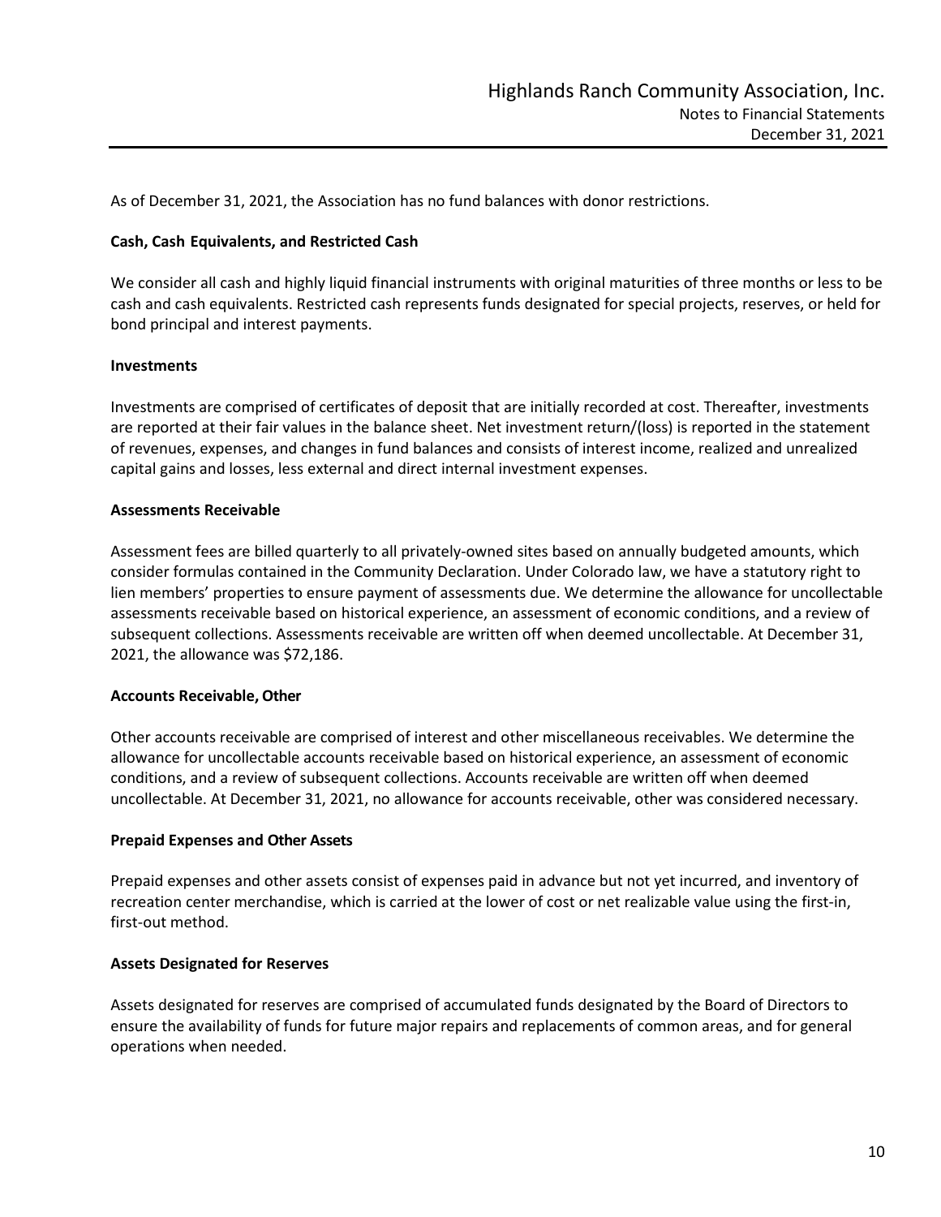As of December 31, 2021, the Association has no fund balances with donor restrictions.

**Cash, Cash Equivalents, and Restricted Cash**

We consider all cash and highly liquid financial instruments with original maturities of three months or less to be cash and cash equivalents. Restricted cash represents funds designated for special projects, reserves, or held for bond principal and interest payments.

**Investments**

Investments are comprised of certificates of deposit that are initially recorded at cost. Thereafter, investments are reported at their fair values in the balance sheet. Net investment return/(loss) is reported in the statement of revenues, expenses, and changes in fund balances and consists of interest income, realized and unrealized capital gains and losses, less external and direct internal investment expenses.

**Assessments Receivable**

Assessment fees are billed quarterly to all privately-owned sites based on annually budgeted amounts, which consider formulas contained in the Community Declaration. Under Colorado law, we have a statutory right to lien members' properties to ensure payment of assessments due. We determine the allowance for uncollectable assessments receivable based on historical experience, an assessment of economic conditions, and a review of subsequent collections. Assessments receivable are written off when deemed uncollectable. At December 31, 2021, the allowance was $72,186.

**Accounts Receivable, Other**

Other accounts receivable are comprised of interest and other miscellaneous receivables. We determine the allowance for uncollectable accounts receivable based on historical experience, an assessment of economic conditions, and a review of subsequent collections. Accounts receivable are written off when deemed uncollectable. At December 31, 2021, no allowance for accounts receivable, other was considered necessary.

**Prepaid Expenses and Other Assets**

Prepaid expenses and other assets consist of expenses paid in advance but not yet incurred, and inventory of recreation center merchandise, which is carried at the lower of cost or net realizable value using the first-in, first-out method.

**Assets Designated for Reserves**

Assets designated for reserves are comprised of accumulated funds designated by the Board of Directors to ensure the availability of funds for future major repairs and replacements of common areas, and for general operations when needed.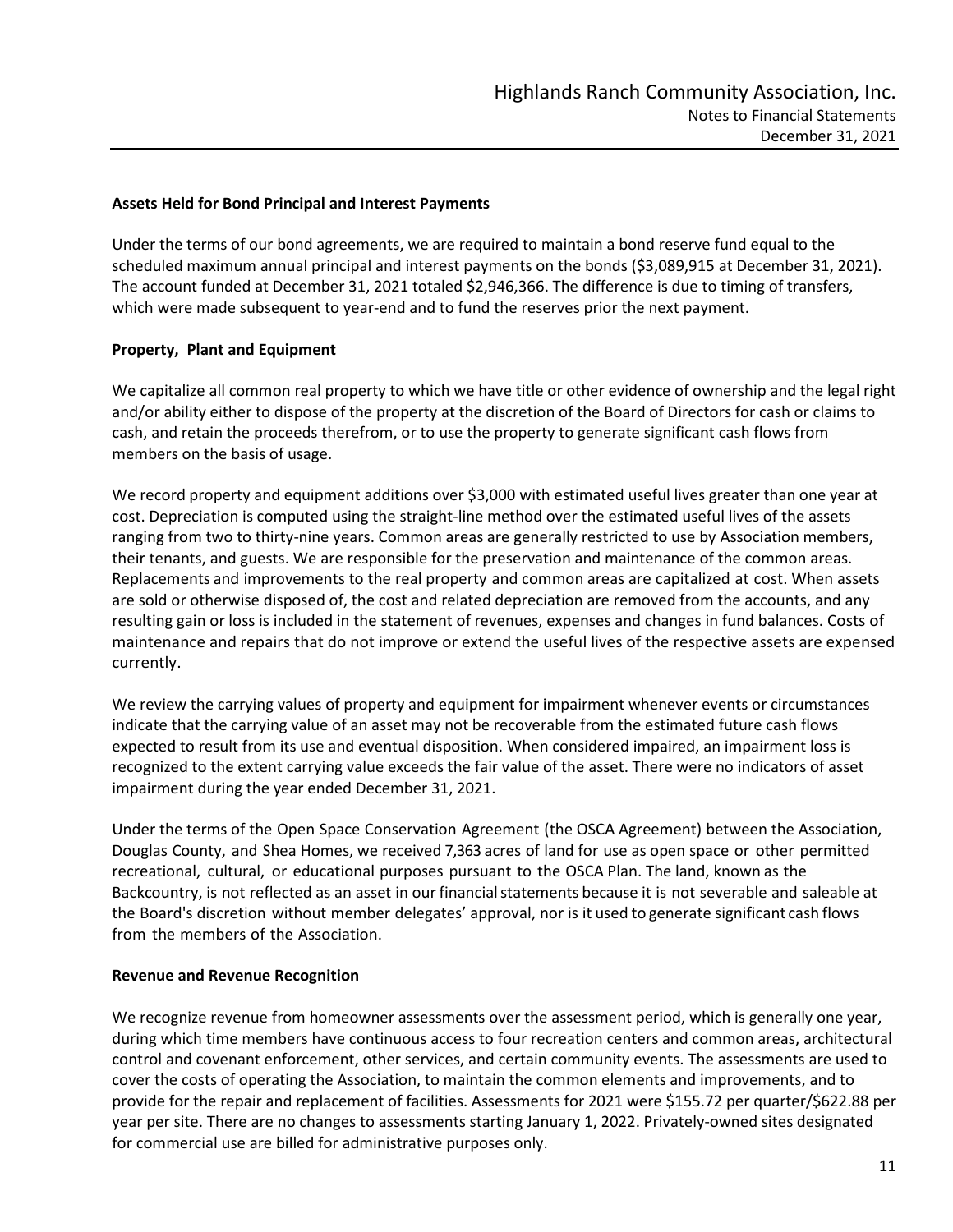### Assets Held for Bond Principal and Interest Payments

Under the terms of our bond agreements, we are required to maintain a bond reserve fund equal to the scheduled maximum annual principal and interest payments on the bonds ($3,089,915 at December 31, 2021). The account funded at December 31, 2021 totaled $2,946,366. The difference is due to timing of transfers, which were made subsequent to year-end and to fund the reserves prior the next payment.

### Property, Plant and Equipment

We capitalize all common real property to which we have title or other evidence of ownership and the legal right and/or ability either to dispose of the property at the discretion of the Board of Directors for cash or claims to cash, and retain the proceeds therefrom, or to use the property to generate significant cash flows from members on the basis of usage.

We record property and equipment additions over $3,000 with estimated useful lives greater than one year at cost. Depreciation is computed using the straight-line method over the estimated useful lives of the assets ranging from two to thirty-nine years. Common areas are generally restricted to use by Association members, their tenants, and guests. We are responsible for the preservation and maintenance of the common areas. Replacements and improvements to the real property and common areas are capitalized at cost. When assets are sold or otherwise disposed of, the cost and related depreciation are removed from the accounts, and any resulting gain or loss is included in the statement of revenues, expenses and changes in fund balances. Costs of maintenance and repairs that do not improve or extend the useful lives of the respective assets are expensed currently.

We review the carrying values of property and equipment for impairment whenever events or circumstances indicate that the carrying value of an asset may not be recoverable from the estimated future cash flows expected to result from its use and eventual disposition. When considered impaired, an impairment loss is recognized to the extent carrying value exceeds the fair value of the asset. There were no indicators of asset impairment during the year ended December 31, 2021.

Under the terms of the Open Space Conservation Agreement (the OSCA Agreement) between the Association, Douglas County, and Shea Homes, we received 7,363 acres of land for use as open space or other permitted recreational, cultural, or educational purposes pursuant to the OSCA Plan. The land, known as the Backcountry, is not reflected as an asset in our financial statements because it is not severable and saleable at the Board's discretion without member delegates' approval, nor is it used to generate significant cash flows from the members of the Association.

### Revenue and Revenue Recognition

We recognize revenue from homeowner assessments over the assessment period, which is generally one year, during which time members have continuous access to four recreation centers and common areas, architectural control and covenant enforcement, other services, and certain community events. The assessments are used to cover the costs of operating the Association, to maintain the common elements and improvements, and to provide for the repair and replacement of facilities. Assessments for 2021 were $155.72 per quarter/$622.88 per year per site. There are no changes to assessments starting January 1, 2022. Privately-owned sites designated for commercial use are billed for administrative purposes only.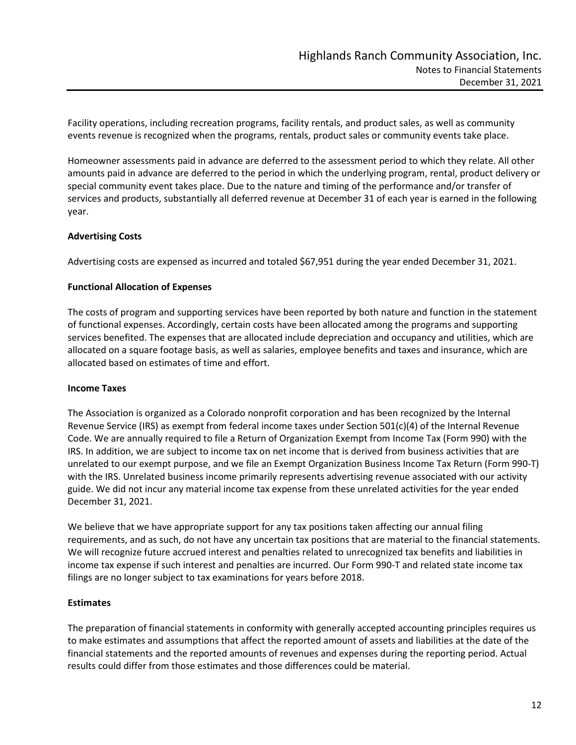Facility operations, including recreation programs, facility rentals, and product sales, as well as community events revenue is recognized when the programs, rentals, product sales or community events take place.

Homeowner assessments paid in advance are deferred to the assessment period to which they relate. All other amounts paid in advance are deferred to the period in which the underlying program, rental, product delivery or special community event takes place. Due to the nature and timing of the performance and/or transfer of services and products, substantially all deferred revenue at December 31 of each year is earned in the following year.

**Advertising Costs**

Advertising costs are expensed as incurred and totaled $67,951 during the year ended December 31, 2021.

**Functional Allocation of Expenses**

The costs of program and supporting services have been reported by both nature and function in the statement of functional expenses. Accordingly, certain costs have been allocated among the programs and supporting services benefited. The expenses that are allocated include depreciation and occupancy and utilities, which are allocated on a square footage basis, as well as salaries, employee benefits and taxes and insurance, which are allocated based on estimates of time and effort.

**Income Taxes**

The Association is organized as a Colorado nonprofit corporation and has been recognized by the Internal Revenue Service (IRS) as exempt from federal income taxes under Section 501(c)(4) of the Internal Revenue Code. We are annually required to file a Return of Organization Exempt from Income Tax (Form 990) with the IRS. In addition, we are subject to income tax on net income that is derived from business activities that are unrelated to our exempt purpose, and we file an Exempt Organization Business Income Tax Return (Form 990-T) with the IRS. Unrelated business income primarily represents advertising revenue associated with our activity guide. We did not incur any material income tax expense from these unrelated activities for the year ended December 31, 2021.

We believe that we have appropriate support for any tax positions taken affecting our annual filing requirements, and as such, do not have any uncertain tax positions that are material to the financial statements. We will recognize future accrued interest and penalties related to unrecognized tax benefits and liabilities in income tax expense if such interest and penalties are incurred. Our Form 990-T and related state income tax filings are no longer subject to tax examinations for years before 2018.

**Estimates**

The preparation of financial statements in conformity with generally accepted accounting principles requires us to make estimates and assumptions that affect the reported amount of assets and liabilities at the date of the financial statements and the reported amounts of revenues and expenses during the reporting period. Actual results could differ from those estimates and those differences could be material.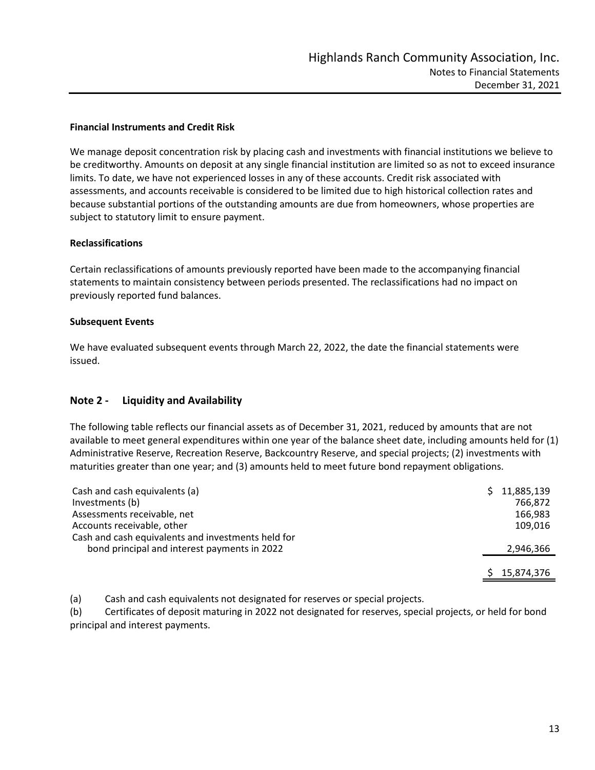**Financial Instruments and Credit Risk**

We manage deposit concentration risk by placing cash and investments with financial institutions we believe to be creditworthy. Amounts on deposit at any single financial institution are limited so as not to exceed insurance limits. To date, we have not experienced losses in any of these accounts. Credit risk associated with assessments, and accounts receivable is considered to be limited due to high historical collection rates and because substantial portions of the outstanding amounts are due from homeowners, whose properties are subject to statutory limit to ensure payment.

**Reclassifications**

Certain reclassifications of amounts previously reported have been made to the accompanying financial statements to maintain consistency between periods presented. The reclassifications had no impact on previously reported fund balances.

**Subsequent Events**

We have evaluated subsequent events through March 22, 2022, the date the financial statements were issued.

## Note 2 - Liquidity and Availability

The following table reflects our financial assets as of December 31, 2021, reduced by amounts that are not available to meet general expenditures within one year of the balance sheet date, including amounts held for (1) Administrative Reserve, Recreation Reserve, Backcountry Reserve, and special projects; (2) investments with maturities greater than one year; and (3) amounts held to meet future bond repayment obligations.

| | |
|---|---|
| Cash and cash equivalents (a) | $ 11,885,139 |
| Investments (b) | 766,872 |
| Assessments receivable, net | 166,983 |
| Accounts receivable, other | 109,016 |
| Cash and cash equivalents and investments held for bond principal and interest payments in 2022 | 2,946,366 |
| | $ 15,874,376 |

(a) Cash and cash equivalents not designated for reserves or special projects.

(b) Certificates of deposit maturing in 2022 not designated for reserves, special projects, or held for bond principal and interest payments.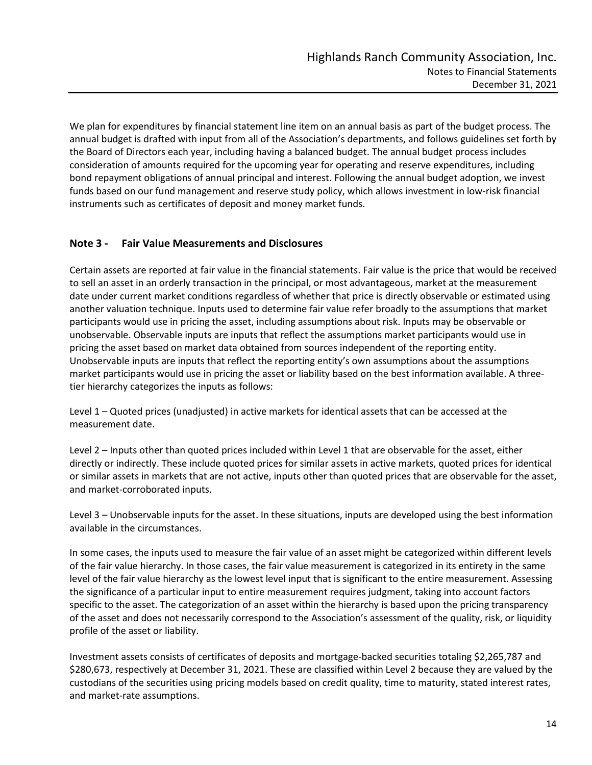We plan for expenditures by financial statement line item on an annual basis as part of the budget process. The annual budget is drafted with input from all of the Association's departments, and follows guidelines set forth by the Board of Directors each year, including having a balanced budget. The annual budget process includes consideration of amounts required for the upcoming year for operating and reserve expenditures, including bond repayment obligations of annual principal and interest. Following the annual budget adoption, we invest funds based on our fund management and reserve study policy, which allows investment in low-risk financial instruments such as certificates of deposit and money market funds.

## Note 3 - Fair Value Measurements and Disclosures

Certain assets are reported at fair value in the financial statements. Fair value is the price that would be received to sell an asset in an orderly transaction in the principal, or most advantageous, market at the measurement date under current market conditions regardless of whether that price is directly observable or estimated using another valuation technique. Inputs used to determine fair value refer broadly to the assumptions that market participants would use in pricing the asset, including assumptions about risk. Inputs may be observable or unobservable. Observable inputs are inputs that reflect the assumptions market participants would use in pricing the asset based on market data obtained from sources independent of the reporting entity. Unobservable inputs are inputs that reflect the reporting entity's own assumptions about the assumptions market participants would use in pricing the asset or liability based on the best information available. A three-tier hierarchy categorizes the inputs as follows:

Level 1 – Quoted prices (unadjusted) in active markets for identical assets that can be accessed at the measurement date.

Level 2 – Inputs other than quoted prices included within Level 1 that are observable for the asset, either directly or indirectly. These include quoted prices for similar assets in active markets, quoted prices for identical or similar assets in markets that are not active, inputs other than quoted prices that are observable for the asset, and market-corroborated inputs.

Level 3 – Unobservable inputs for the asset. In these situations, inputs are developed using the best information available in the circumstances.

In some cases, the inputs used to measure the fair value of an asset might be categorized within different levels of the fair value hierarchy. In those cases, the fair value measurement is categorized in its entirety in the same level of the fair value hierarchy as the lowest level input that is significant to the entire measurement. Assessing the significance of a particular input to entire measurement requires judgment, taking into account factors specific to the asset. The categorization of an asset within the hierarchy is based upon the pricing transparency of the asset and does not necessarily correspond to the Association's assessment of the quality, risk, or liquidity profile of the asset or liability.

Investment assets consists of certificates of deposits and mortgage-backed securities totaling $2,265,787 and $280,673, respectively at December 31, 2021. These are classified within Level 2 because they are valued by the custodians of the securities using pricing models based on credit quality, time to maturity, stated interest rates, and market-rate assumptions.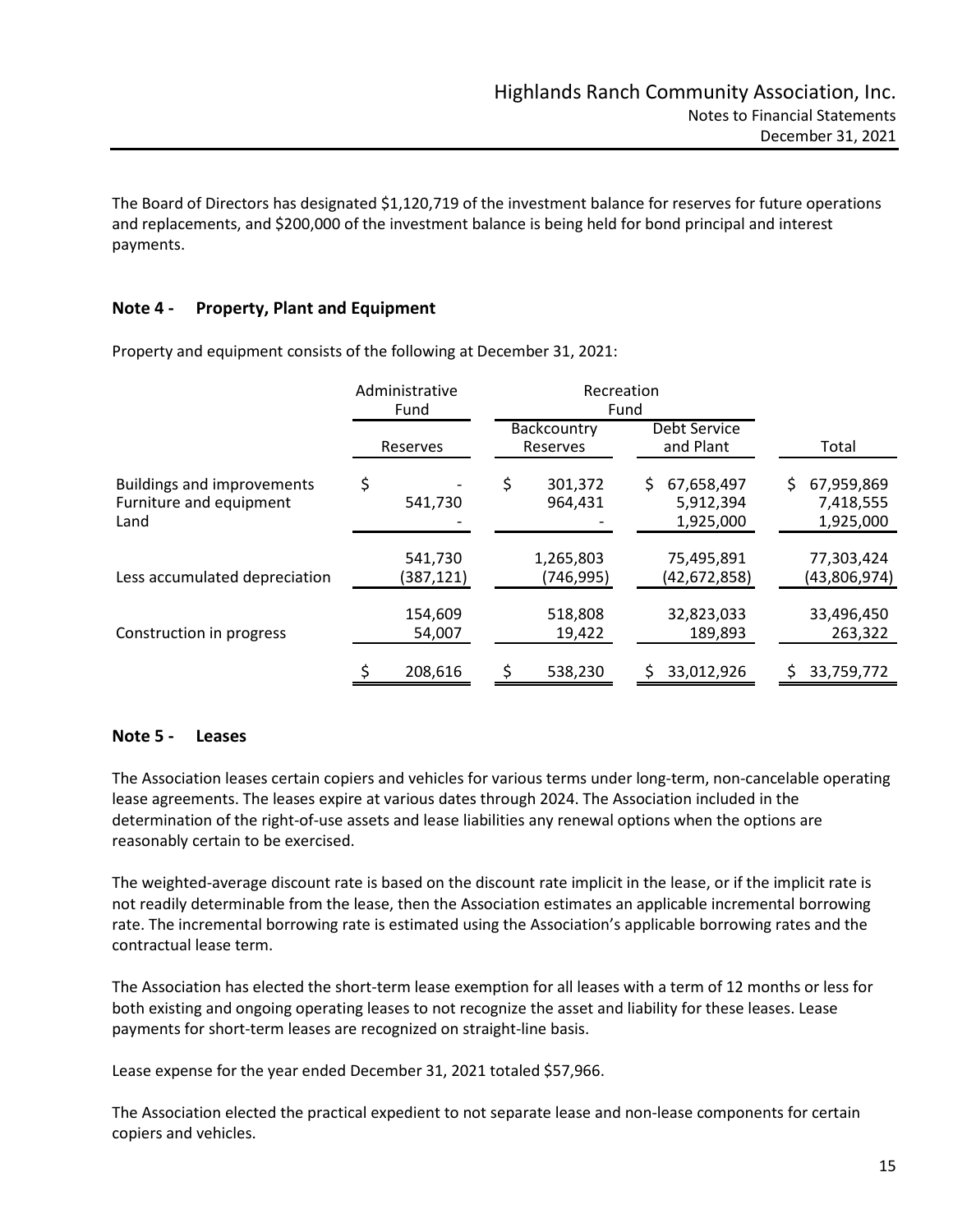The Board of Directors has designated $1,120,719 of the investment balance for reserves for future operations and replacements, and $200,000 of the investment balance is being held for bond principal and interest payments.

## Note 4 - Property, Plant and Equipment

Property and equipment consists of the following at December 31, 2021:

| | Administrative Fund | Recreation Fund | | |
|---|---|---|---|---|
| | Reserves | Backcountry Reserves | Debt Service and Plant | Total |
| Buildings and improvements | $ - | $ 301,372 | $ 67,658,497 | $ 67,959,869 |
| Furniture and equipment | 541,730 | 964,431 | 5,912,394 | 7,418,555 |
| Land | - | - | 1,925,000 | 1,925,000 |
| | 541,730 | 1,265,803 | 75,495,891 | 77,303,424 |
| Less accumulated depreciation | (387,121) | (746,995) | (42,672,858) | (43,806,974) |
| | 154,609 | 518,808 | 32,823,033 | 33,496,450 |
| Construction in progress | 54,007 | 19,422 | 189,893 | 263,322 |
| | $ 208,616 | $ 538,230 | $ 33,012,926 | $ 33,759,772 |

## Note 5 - Leases

The Association leases certain copiers and vehicles for various terms under long-term, non-cancelable operating lease agreements. The leases expire at various dates through 2024. The Association included in the determination of the right-of-use assets and lease liabilities any renewal options when the options are reasonably certain to be exercised.

The weighted-average discount rate is based on the discount rate implicit in the lease, or if the implicit rate is not readily determinable from the lease, then the Association estimates an applicable incremental borrowing rate. The incremental borrowing rate is estimated using the Association's applicable borrowing rates and the contractual lease term.

The Association has elected the short-term lease exemption for all leases with a term of 12 months or less for both existing and ongoing operating leases to not recognize the asset and liability for these leases. Lease payments for short-term leases are recognized on straight-line basis.

Lease expense for the year ended December 31, 2021 totaled $57,966.

The Association elected the practical expedient to not separate lease and non-lease components for certain copiers and vehicles.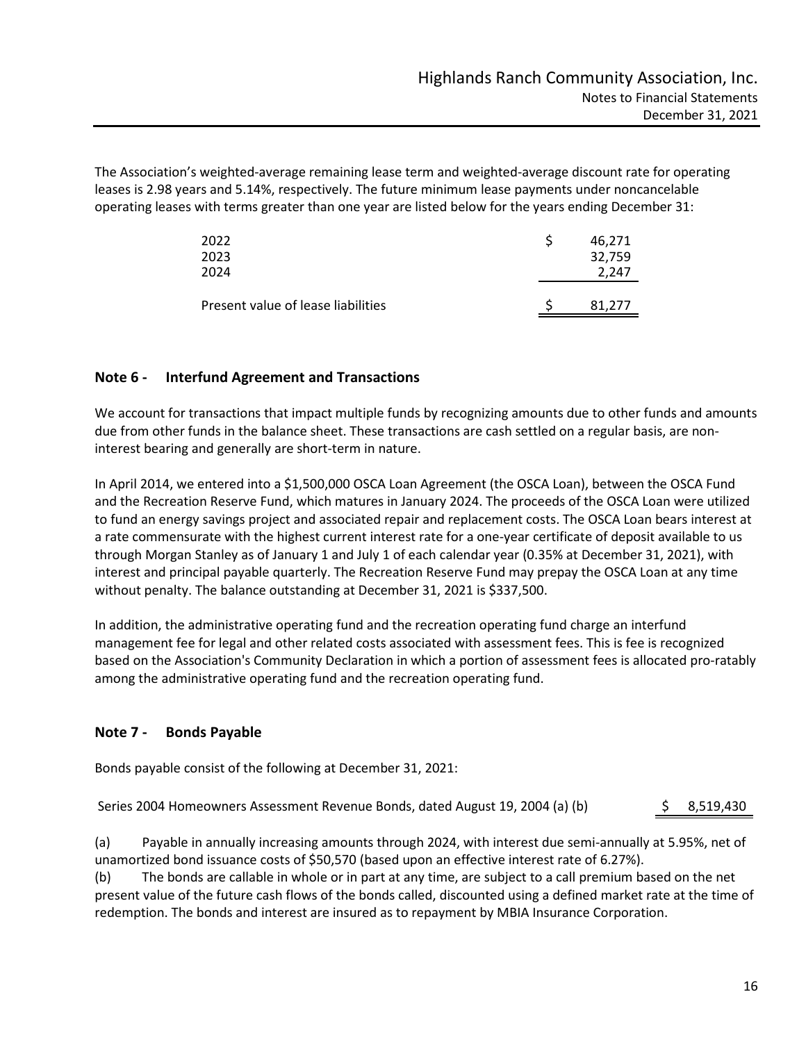The Association's weighted-average remaining lease term and weighted-average discount rate for operating leases is 2.98 years and 5.14%, respectively. The future minimum lease payments under noncancelable operating leases with terms greater than one year are listed below for the years ending December 31:

| | |
|---|---|
| 2022 | $ 46,271 |
| 2023 | 32,759 |
| 2024 | 2,247 |
| Present value of lease liabilities | $ 81,277 |

## Note 6 - Interfund Agreement and Transactions

We account for transactions that impact multiple funds by recognizing amounts due to other funds and amounts due from other funds in the balance sheet. These transactions are cash settled on a regular basis, are non-interest bearing and generally are short-term in nature.

In April 2014, we entered into a $1,500,000 OSCA Loan Agreement (the OSCA Loan), between the OSCA Fund and the Recreation Reserve Fund, which matures in January 2024. The proceeds of the OSCA Loan were utilized to fund an energy savings project and associated repair and replacement costs. The OSCA Loan bears interest at a rate commensurate with the highest current interest rate for a one-year certificate of deposit available to us through Morgan Stanley as of January 1 and July 1 of each calendar year (0.35% at December 31, 2021), with interest and principal payable quarterly. The Recreation Reserve Fund may prepay the OSCA Loan at any time without penalty. The balance outstanding at December 31, 2021 is $337,500.

In addition, the administrative operating fund and the recreation operating fund charge an interfund management fee for legal and other related costs associated with assessment fees. This is fee is recognized based on the Association's Community Declaration in which a portion of assessment fees is allocated pro-ratably among the administrative operating fund and the recreation operating fund.

## Note 7 - Bonds Payable

Bonds payable consist of the following at December 31, 2021:

| | |
|---|---|
| Series 2004 Homeowners Assessment Revenue Bonds, dated August 19, 2004 (a) (b) | $ 8,519,430 |

(a) Payable in annually increasing amounts through 2024, with interest due semi-annually at 5.95%, net of unamortized bond issuance costs of $50,570 (based upon an effective interest rate of 6.27%).

(b) The bonds are callable in whole or in part at any time, are subject to a call premium based on the net present value of the future cash flows of the bonds called, discounted using a defined market rate at the time of redemption. The bonds and interest are insured as to repayment by MBIA Insurance Corporation.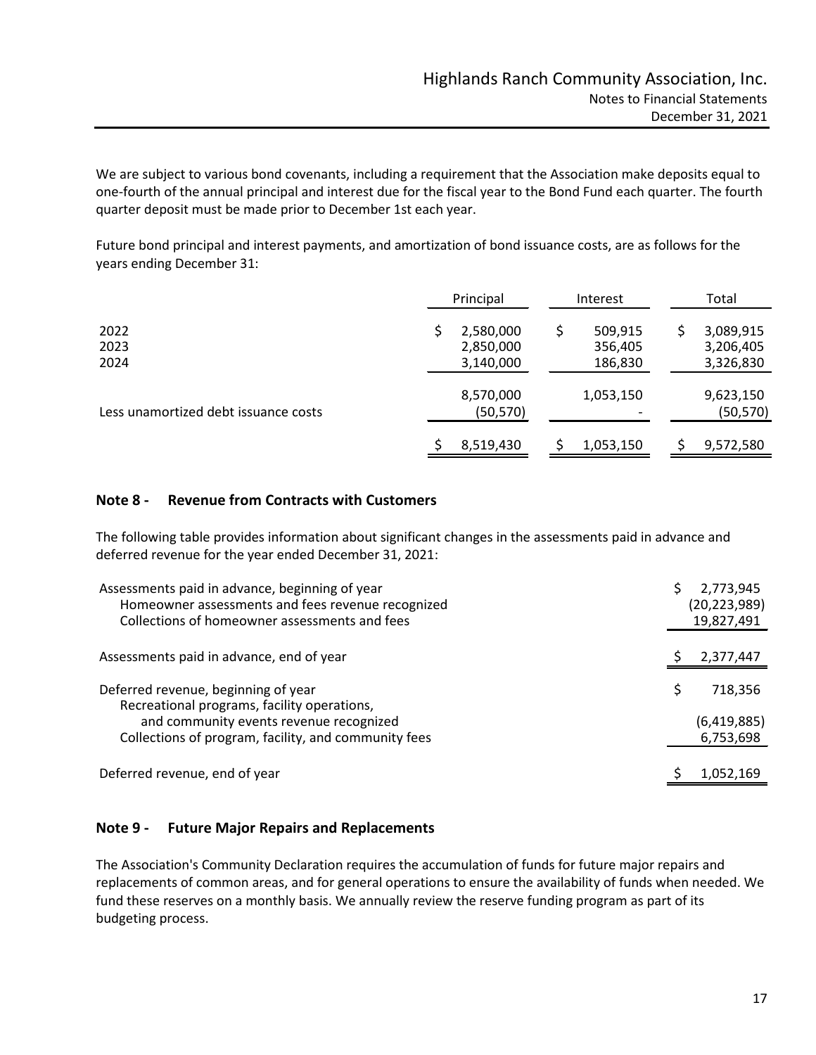We are subject to various bond covenants, including a requirement that the Association make deposits equal to one-fourth of the annual principal and interest due for the fiscal year to the Bond Fund each quarter. The fourth quarter deposit must be made prior to December 1st each year.

Future bond principal and interest payments, and amortization of bond issuance costs, are as follows for the years ending December 31:

| | Principal | Interest | Total |
|---|---|---|---|
| 2022 | $ 2,580,000 | $ 509,915 | $ 3,089,915 |
| 2023 | 2,850,000 | 356,405 | 3,206,405 |
| 2024 | 3,140,000 | 186,830 | 3,326,830 |
| | 8,570,000 | 1,053,150 | 9,623,150 |
| Less unamortized debt issuance costs | (50,570) | - | (50,570) |
| | $ 8,519,430 | $ 1,053,150 | $ 9,572,580 |

## Note 8 - Revenue from Contracts with Customers

The following table provides information about significant changes in the assessments paid in advance and deferred revenue for the year ended December 31, 2021:

| | |
|---|---|
| Assessments paid in advance, beginning of year | $ 2,773,945 |
| Homeowner assessments and fees revenue recognized | (20,223,989) |
| Collections of homeowner assessments and fees | 19,827,491 |
| Assessments paid in advance, end of year | $ 2,377,447 |
| Deferred revenue, beginning of year | $ 718,356 |
| Recreational programs, facility operations, and community events revenue recognized | (6,419,885) |
| Collections of program, facility, and community fees | 6,753,698 |
| Deferred revenue, end of year | $ 1,052,169 |

## Note 9 - Future Major Repairs and Replacements

The Association's Community Declaration requires the accumulation of funds for future major repairs and replacements of common areas, and for general operations to ensure the availability of funds when needed. We fund these reserves on a monthly basis. We annually review the reserve funding program as part of its budgeting process.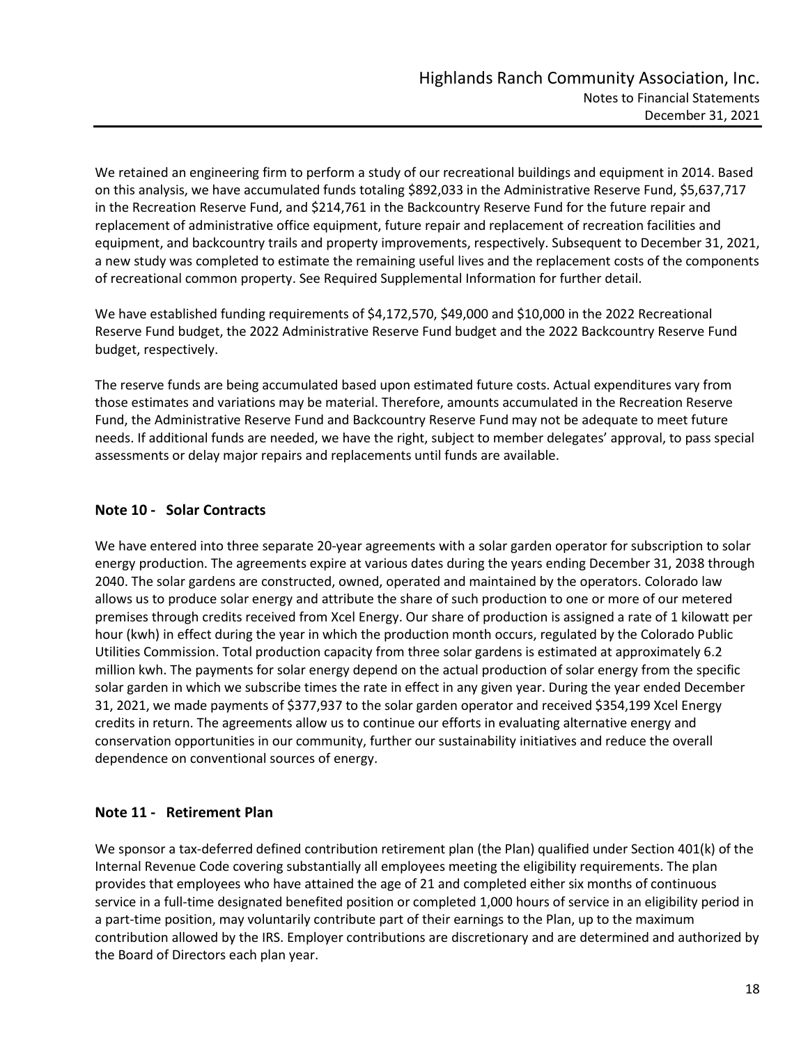We retained an engineering firm to perform a study of our recreational buildings and equipment in 2014. Based on this analysis, we have accumulated funds totaling $892,033 in the Administrative Reserve Fund, $5,637,717 in the Recreation Reserve Fund, and $214,761 in the Backcountry Reserve Fund for the future repair and replacement of administrative office equipment, future repair and replacement of recreation facilities and equipment, and backcountry trails and property improvements, respectively. Subsequent to December 31, 2021, a new study was completed to estimate the remaining useful lives and the replacement costs of the components of recreational common property. See Required Supplemental Information for further detail.

We have established funding requirements of $4,172,570, $49,000 and $10,000 in the 2022 Recreational Reserve Fund budget, the 2022 Administrative Reserve Fund budget and the 2022 Backcountry Reserve Fund budget, respectively.

The reserve funds are being accumulated based upon estimated future costs. Actual expenditures vary from those estimates and variations may be material. Therefore, amounts accumulated in the Recreation Reserve Fund, the Administrative Reserve Fund and Backcountry Reserve Fund may not be adequate to meet future needs. If additional funds are needed, we have the right, subject to member delegates' approval, to pass special assessments or delay major repairs and replacements until funds are available.

## Note 10 - Solar Contracts

We have entered into three separate 20-year agreements with a solar garden operator for subscription to solar energy production. The agreements expire at various dates during the years ending December 31, 2038 through 2040. The solar gardens are constructed, owned, operated and maintained by the operators. Colorado law allows us to produce solar energy and attribute the share of such production to one or more of our metered premises through credits received from Xcel Energy. Our share of production is assigned a rate of 1 kilowatt per hour (kwh) in effect during the year in which the production month occurs, regulated by the Colorado Public Utilities Commission. Total production capacity from three solar gardens is estimated at approximately 6.2 million kwh. The payments for solar energy depend on the actual production of solar energy from the specific solar garden in which we subscribe times the rate in effect in any given year. During the year ended December 31, 2021, we made payments of $377,937 to the solar garden operator and received $354,199 Xcel Energy credits in return. The agreements allow us to continue our efforts in evaluating alternative energy and conservation opportunities in our community, further our sustainability initiatives and reduce the overall dependence on conventional sources of energy.

## Note 11 - Retirement Plan

We sponsor a tax-deferred defined contribution retirement plan (the Plan) qualified under Section 401(k) of the Internal Revenue Code covering substantially all employees meeting the eligibility requirements. The plan provides that employees who have attained the age of 21 and completed either six months of continuous service in a full-time designated benefited position or completed 1,000 hours of service in an eligibility period in a part-time position, may voluntarily contribute part of their earnings to the Plan, up to the maximum contribution allowed by the IRS. Employer contributions are discretionary and are determined and authorized by the Board of Directors each plan year.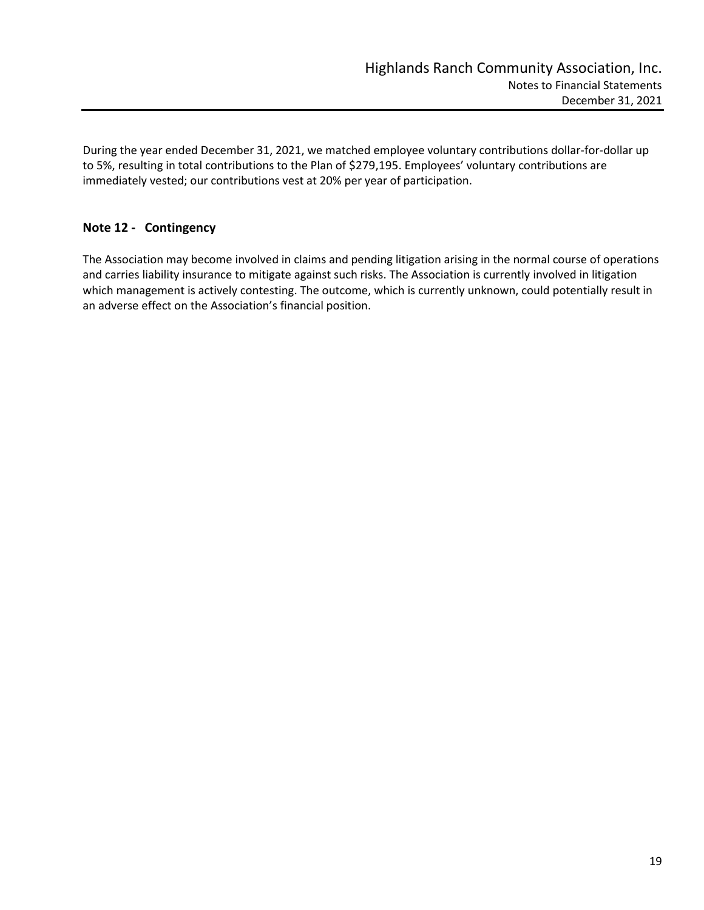During the year ended December 31, 2021, we matched employee voluntary contributions dollar-for-dollar up to 5%, resulting in total contributions to the Plan of $279,195. Employees' voluntary contributions are immediately vested; our contributions vest at 20% per year of participation.

## Note 12 - Contingency

The Association may become involved in claims and pending litigation arising in the normal course of operations and carries liability insurance to mitigate against such risks. The Association is currently involved in litigation which management is actively contesting. The outcome, which is currently unknown, could potentially result in an adverse effect on the Association's financial position.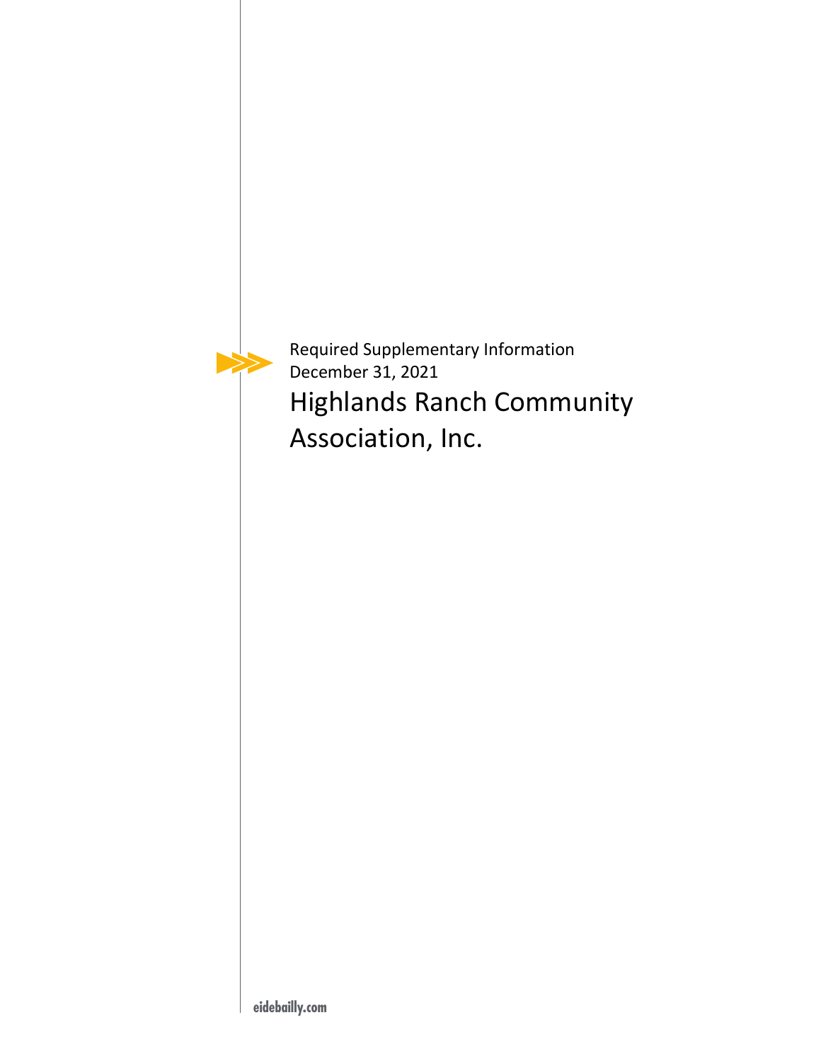Required Supplementary Information
December 31, 2021

# Highlands Ranch Community Association, Inc.

eidebailly.com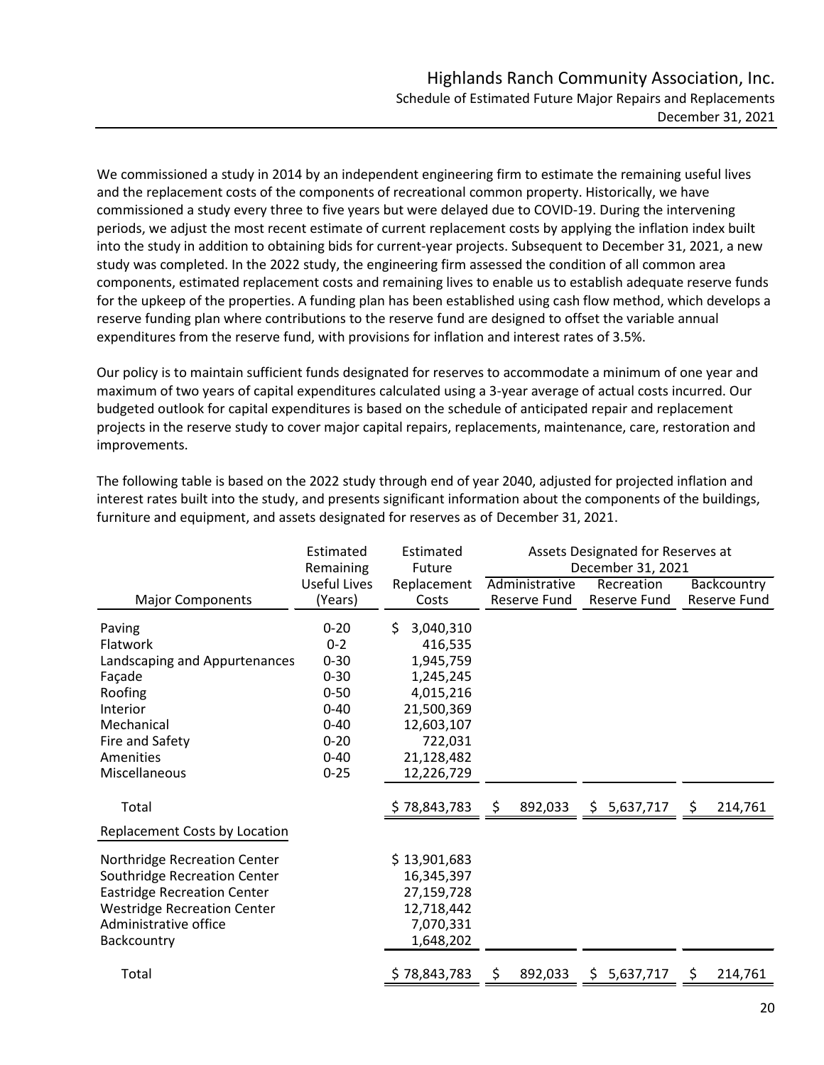# Highlands Ranch Community Association, Inc.

## Schedule of Estimated Future Major Repairs and Replacements

December 31, 2021

We commissioned a study in 2014 by an independent engineering firm to estimate the remaining useful lives and the replacement costs of the components of recreational common property. Historically, we have commissioned a study every three to five years but were delayed due to COVID-19. During the intervening periods, we adjust the most recent estimate of current replacement costs by applying the inflation index built into the study in addition to obtaining bids for current-year projects. Subsequent to December 31, 2021, a new study was completed. In the 2022 study, the engineering firm assessed the condition of all common area components, estimated replacement costs and remaining lives to enable us to establish adequate reserve funds for the upkeep of the properties. A funding plan has been established using cash flow method, which develops a reserve funding plan where contributions to the reserve fund are designed to offset the variable annual expenditures from the reserve fund, with provisions for inflation and interest rates of 3.5%.

Our policy is to maintain sufficient funds designated for reserves to accommodate a minimum of one year and maximum of two years of capital expenditures calculated using a 3-year average of actual costs incurred. Our budgeted outlook for capital expenditures is based on the schedule of anticipated repair and replacement projects in the reserve study to cover major capital repairs, replacements, maintenance, care, restoration and improvements.

The following table is based on the 2022 study through end of year 2040, adjusted for projected inflation and interest rates built into the study, and presents significant information about the components of the buildings, furniture and equipment, and assets designated for reserves as of December 31, 2021.

| | Estimated Remaining Useful Lives (Years) | Estimated Future Replacement Costs | Assets Designated for Reserves at December 31, 2021 | | |
|---|---|---|---|---|---|
| Major Components | | | Administrative Reserve Fund | Recreation Reserve Fund | Backcountry Reserve Fund |
| Paving | 0-20 | $ 3,040,310 | | | |
| Flatwork | 0-2 | 416,535 | | | |
| Landscaping and Appurtenances | 0-30 | 1,945,759 | | | |
| Façade | 0-30 | 1,245,245 | | | |
| Roofing | 0-50 | 4,015,216 | | | |
| Interior | 0-40 | 21,500,369 | | | |
| Mechanical | 0-40 | 12,603,107 | | | |
| Fire and Safety | 0-20 | 722,031 | | | |
| Amenities | 0-40 | 21,128,482 | | | |
| Miscellaneous | 0-25 | 12,226,729 | | | |
| Total | | $ 78,843,783 | $ 892,033 | $ 5,637,717 | $ 214,761 |
| Replacement Costs by Location | | | | | |
| Northridge Recreation Center | | $ 13,901,683 | | | |
| Southridge Recreation Center | | 16,345,397 | | | |
| Eastridge Recreation Center | | 27,159,728 | | | |
| Westridge Recreation Center | | 12,718,442 | | | |
| Administrative office | | 7,070,331 | | | |
| Backcountry | | 1,648,202 | | | |
| Total | | $ 78,843,783 | $ 892,033 | $ 5,637,717 | $ 214,761 |